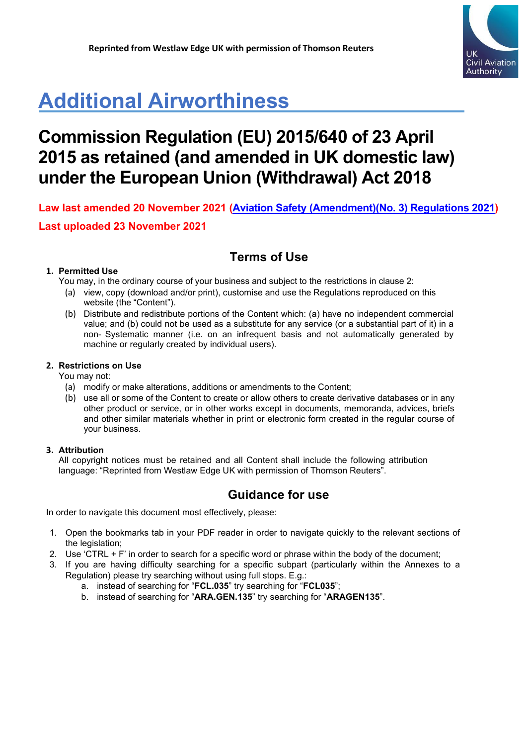**Reprinted from Westlaw Edge UK with permission of Thomson Reuters**

UK Civil Aviation Authority

# Additional Airworthiness

## Commission Regulation (EU) 2015/640 of 23 April 2015 as retained (and amended in UK domestic law) under the European Union (Withdrawal) Act 2018

**Law last amended 20 November 2021 (Aviation Safety (Amendment)(No. 3) Regulations 2021)**

**Last uploaded 23 November 2021**

### Terms of Use

1. **Permitted Use**
   You may, in the ordinary course of your business and subject to the restrictions in clause 2:
   (a) view, copy (download and/or print), customise and use the Regulations reproduced on this website (the "Content").
   (b) Distribute and redistribute portions of the Content which: (a) have no independent commercial value; and (b) could not be used as a substitute for any service (or a substantial part of it) in a non- Systematic manner (i.e. on an infrequent basis and not automatically generated by machine or regularly created by individual users).

2. **Restrictions on Use**
   You may not:
   (a) modify or make alterations, additions or amendments to the Content;
   (b) use all or some of the Content to create or allow others to create derivative databases or in any other product or service, or in other works except in documents, memoranda, advices, briefs and other similar materials whether in print or electronic form created in the regular course of your business.

3. **Attribution**
   All copyright notices must be retained and all Content shall include the following attribution language: "Reprinted from Westlaw Edge UK with permission of Thomson Reuters".

### Guidance for use

In order to navigate this document most effectively, please:

1. Open the bookmarks tab in your PDF reader in order to navigate quickly to the relevant sections of the legislation;
2. Use 'CTRL + F' in order to search for a specific word or phrase within the body of the document;
3. If you are having difficulty searching for a specific subpart (particularly within the Annexes to a Regulation) please try searching without using full stops. E.g.:
   a. instead of searching for "**FCL.035**" try searching for "**FCL035**";
   b. instead of searching for "**ARA.GEN.135**" try searching for "**ARAGEN135**".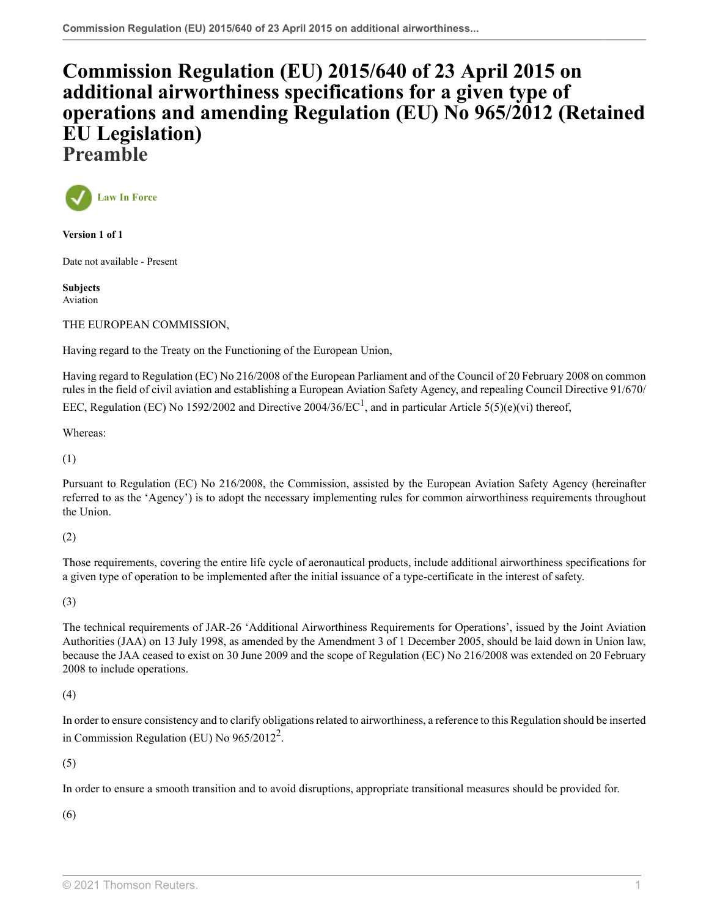# Commission Regulation (EU) 2015/640 of 23 April 2015 on additional airworthiness specifications for a given type of operations and amending Regulation (EU) No 965/2012 (Retained EU Legislation)

## Preamble

Law In Force

**Version 1 of 1**

Date not available - Present

**Subjects**
Aviation

THE EUROPEAN COMMISSION,

Having regard to the Treaty on the Functioning of the European Union,

Having regard to Regulation (EC) No 216/2008 of the European Parliament and of the Council of 20 February 2008 on common rules in the field of civil aviation and establishing a European Aviation Safety Agency, and repealing Council Directive 91/670/EEC, Regulation (EC) No 1592/2002 and Directive 2004/36/EC[1], and in particular Article 5(5)(e)(vi) thereof,

Whereas:

(1)

Pursuant to Regulation (EC) No 216/2008, the Commission, assisted by the European Aviation Safety Agency (hereinafter referred to as the 'Agency') is to adopt the necessary implementing rules for common airworthiness requirements throughout the Union.

(2)

Those requirements, covering the entire life cycle of aeronautical products, include additional airworthiness specifications for a given type of operation to be implemented after the initial issuance of a type-certificate in the interest of safety.

(3)

The technical requirements of JAR-26 'Additional Airworthiness Requirements for Operations', issued by the Joint Aviation Authorities (JAA) on 13 July 1998, as amended by the Amendment 3 of 1 December 2005, should be laid down in Union law, because the JAA ceased to exist on 30 June 2009 and the scope of Regulation (EC) No 216/2008 was extended on 20 February 2008 to include operations.

(4)

In order to ensure consistency and to clarify obligations related to airworthiness, a reference to this Regulation should be inserted in Commission Regulation (EU) No 965/2012[2].

(5)

In order to ensure a smooth transition and to avoid disruptions, appropriate transitional measures should be provided for.

(6)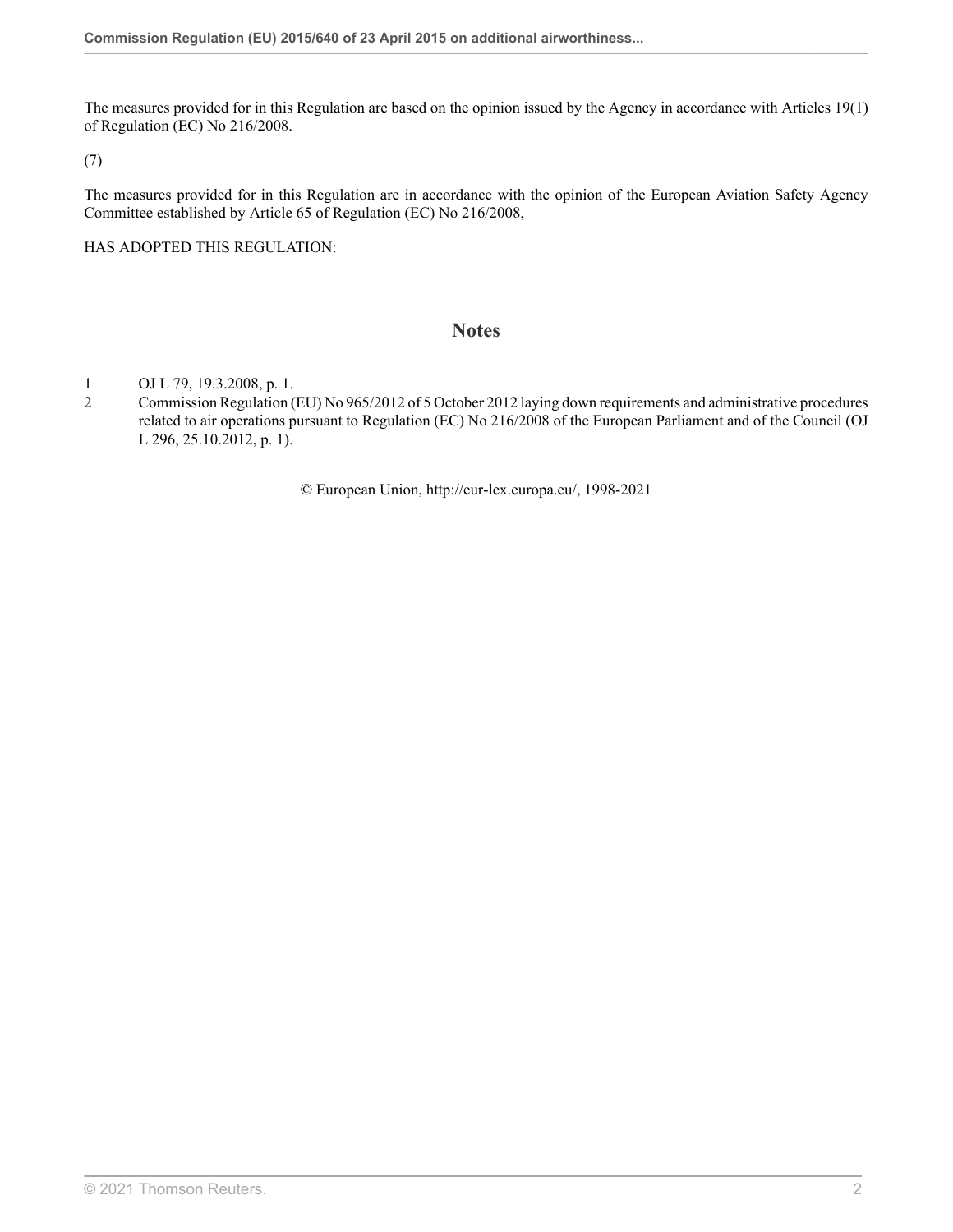The measures provided for in this Regulation are based on the opinion issued by the Agency in accordance with Articles 19(1) of Regulation (EC) No 216/2008.

(7)

The measures provided for in this Regulation are in accordance with the opinion of the European Aviation Safety Agency Committee established by Article 65 of Regulation (EC) No 216/2008,

HAS ADOPTED THIS REGULATION:

## Notes

1 OJ L 79, 19.3.2008, p. 1.

2 Commission Regulation (EU) No 965/2012 of 5 October 2012 laying down requirements and administrative procedures related to air operations pursuant to Regulation (EC) No 216/2008 of the European Parliament and of the Council (OJ L 296, 25.10.2012, p. 1).

© European Union, http://eur-lex.europa.eu/, 1998-2021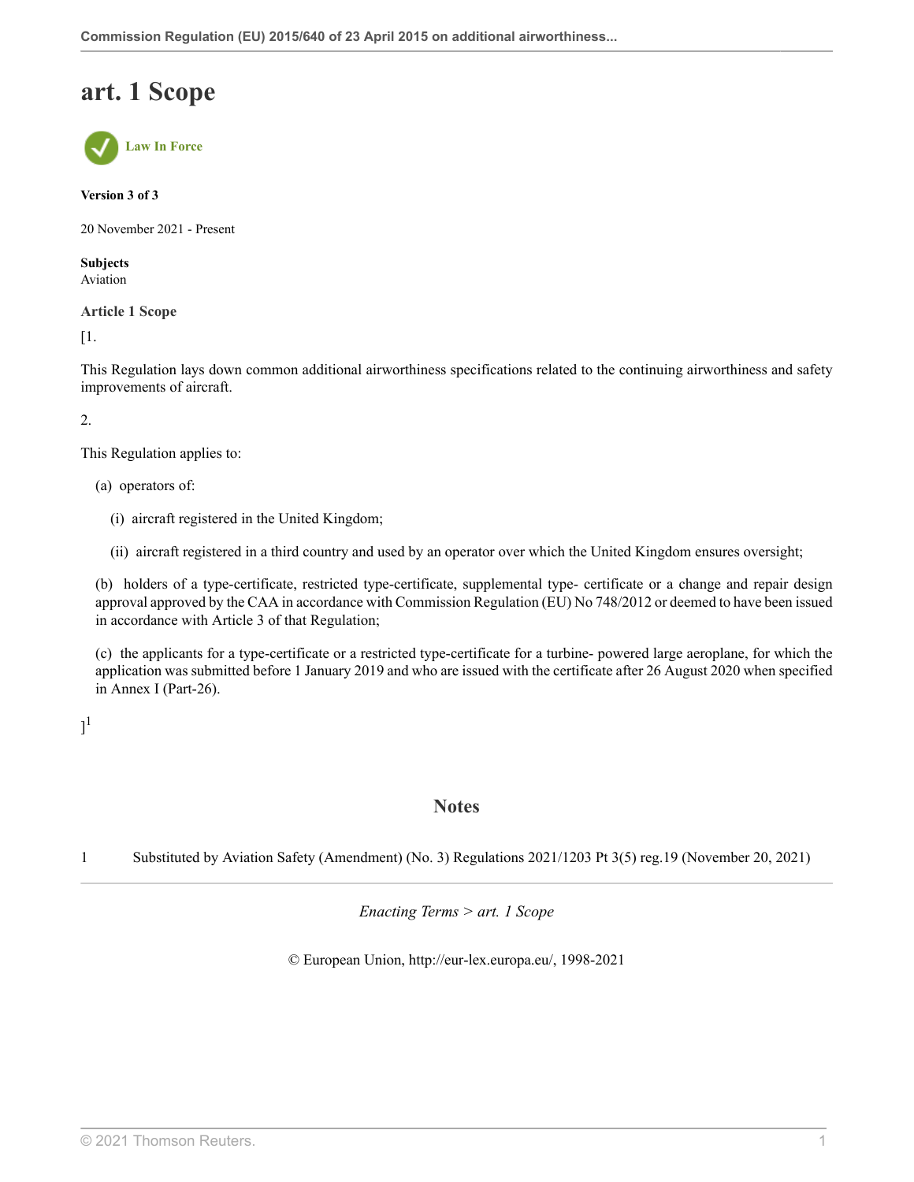# art. 1 Scope

Law In Force

**Version 3 of 3**

20 November 2021 - Present

**Subjects**
Aviation

**Article 1 Scope**

[1.

This Regulation lays down common additional airworthiness specifications related to the continuing airworthiness and safety improvements of aircraft.

2.

This Regulation applies to:

(a) operators of:

(i) aircraft registered in the United Kingdom;

(ii) aircraft registered in a third country and used by an operator over which the United Kingdom ensures oversight;

(b) holders of a type-certificate, restricted type-certificate, supplemental type- certificate or a change and repair design approval approved by the CAA in accordance with Commission Regulation (EU) No 748/2012 or deemed to have been issued in accordance with Article 3 of that Regulation;

(c) the applicants for a type-certificate or a restricted type-certificate for a turbine- powered large aeroplane, for which the application was submitted before 1 January 2019 and who are issued with the certificate after 26 August 2020 when specified in Annex I (Part-26).

][1]

## Notes

1 Substituted by Aviation Safety (Amendment) (No. 3) Regulations 2021/1203 Pt 3(5) reg.19 (November 20, 2021)

*Enacting Terms > art. 1 Scope*

© European Union, http://eur-lex.europa.eu/, 1998-2021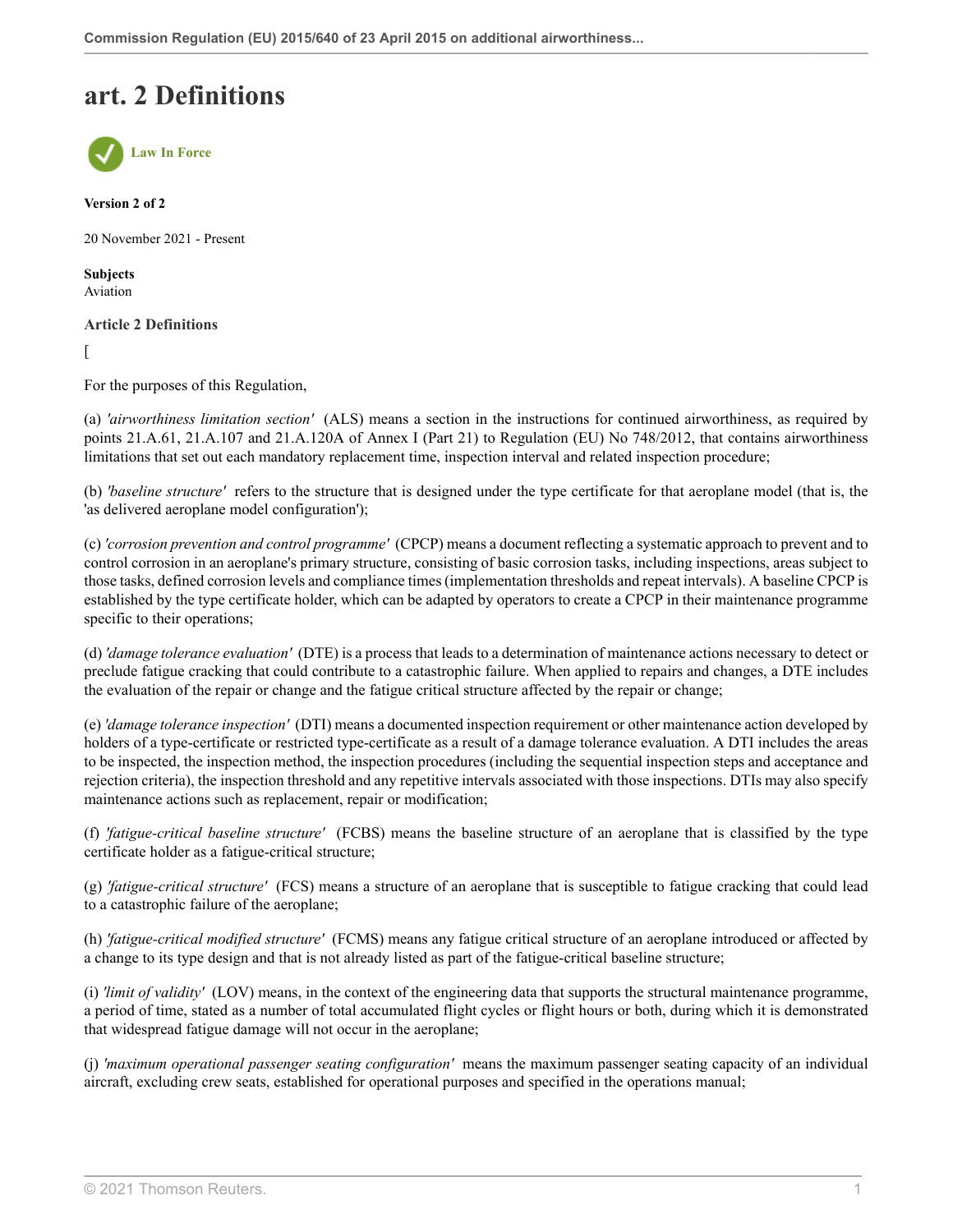# art. 2 Definitions

Law In Force

**Version 2 of 2**

20 November 2021 - Present

**Subjects**
Aviation

**Article 2 Definitions**

[

For the purposes of this Regulation,

(a) *'airworthiness limitation section'* (ALS) means a section in the instructions for continued airworthiness, as required by points 21.A.61, 21.A.107 and 21.A.120A of Annex I (Part 21) to Regulation (EU) No 748/2012, that contains airworthiness limitations that set out each mandatory replacement time, inspection interval and related inspection procedure;

(b) *'baseline structure'* refers to the structure that is designed under the type certificate for that aeroplane model (that is, the 'as delivered aeroplane model configuration');

(c) *'corrosion prevention and control programme'* (CPCP) means a document reflecting a systematic approach to prevent and to control corrosion in an aeroplane's primary structure, consisting of basic corrosion tasks, including inspections, areas subject to those tasks, defined corrosion levels and compliance times (implementation thresholds and repeat intervals). A baseline CPCP is established by the type certificate holder, which can be adapted by operators to create a CPCP in their maintenance programme specific to their operations;

(d) *'damage tolerance evaluation'* (DTE) is a process that leads to a determination of maintenance actions necessary to detect or preclude fatigue cracking that could contribute to a catastrophic failure. When applied to repairs and changes, a DTE includes the evaluation of the repair or change and the fatigue critical structure affected by the repair or change;

(e) *'damage tolerance inspection'* (DTI) means a documented inspection requirement or other maintenance action developed by holders of a type-certificate or restricted type-certificate as a result of a damage tolerance evaluation. A DTI includes the areas to be inspected, the inspection method, the inspection procedures (including the sequential inspection steps and acceptance and rejection criteria), the inspection threshold and any repetitive intervals associated with those inspections. DTIs may also specify maintenance actions such as replacement, repair or modification;

(f) *'fatigue-critical baseline structure'* (FCBS) means the baseline structure of an aeroplane that is classified by the type certificate holder as a fatigue-critical structure;

(g) *'fatigue-critical structure'* (FCS) means a structure of an aeroplane that is susceptible to fatigue cracking that could lead to a catastrophic failure of the aeroplane;

(h) *'fatigue-critical modified structure'* (FCMS) means any fatigue critical structure of an aeroplane introduced or affected by a change to its type design and that is not already listed as part of the fatigue-critical baseline structure;

(i) *'limit of validity'* (LOV) means, in the context of the engineering data that supports the structural maintenance programme, a period of time, stated as a number of total accumulated flight cycles or flight hours or both, during which it is demonstrated that widespread fatigue damage will not occur in the aeroplane;

(j) *'maximum operational passenger seating configuration'* means the maximum passenger seating capacity of an individual aircraft, excluding crew seats, established for operational purposes and specified in the operations manual;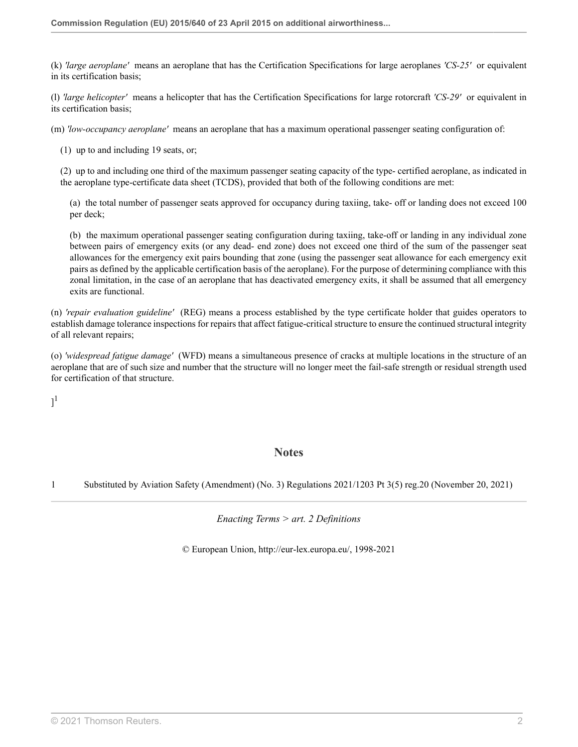(k) *'large aeroplane'* means an aeroplane that has the Certification Specifications for large aeroplanes *'CS-25'* or equivalent in its certification basis;

(l) *'large helicopter'* means a helicopter that has the Certification Specifications for large rotorcraft *'CS-29'* or equivalent in its certification basis;

(m) *'low-occupancy aeroplane'* means an aeroplane that has a maximum operational passenger seating configuration of:

(1) up to and including 19 seats, or;

(2) up to and including one third of the maximum passenger seating capacity of the type- certified aeroplane, as indicated in the aeroplane type-certificate data sheet (TCDS), provided that both of the following conditions are met:

(a) the total number of passenger seats approved for occupancy during taxiing, take- off or landing does not exceed 100 per deck;

(b) the maximum operational passenger seating configuration during taxiing, take-off or landing in any individual zone between pairs of emergency exits (or any dead- end zone) does not exceed one third of the sum of the passenger seat allowances for the emergency exit pairs bounding that zone (using the passenger seat allowance for each emergency exit pairs as defined by the applicable certification basis of the aeroplane). For the purpose of determining compliance with this zonal limitation, in the case of an aeroplane that has deactivated emergency exits, it shall be assumed that all emergency exits are functional.

(n) *'repair evaluation guideline'* (REG) means a process established by the type certificate holder that guides operators to establish damage tolerance inspections for repairs that affect fatigue-critical structure to ensure the continued structural integrity of all relevant repairs;

(o) *'widespread fatigue damage'* (WFD) means a simultaneous presence of cracks at multiple locations in the structure of an aeroplane that are of such size and number that the structure will no longer meet the fail-safe strength or residual strength used for certification of that structure.

][1]

## Notes

1 Substituted by Aviation Safety (Amendment) (No. 3) Regulations 2021/1203 Pt 3(5) reg.20 (November 20, 2021)

*Enacting Terms > art. 2 Definitions*

© European Union, http://eur-lex.europa.eu/, 1998-2021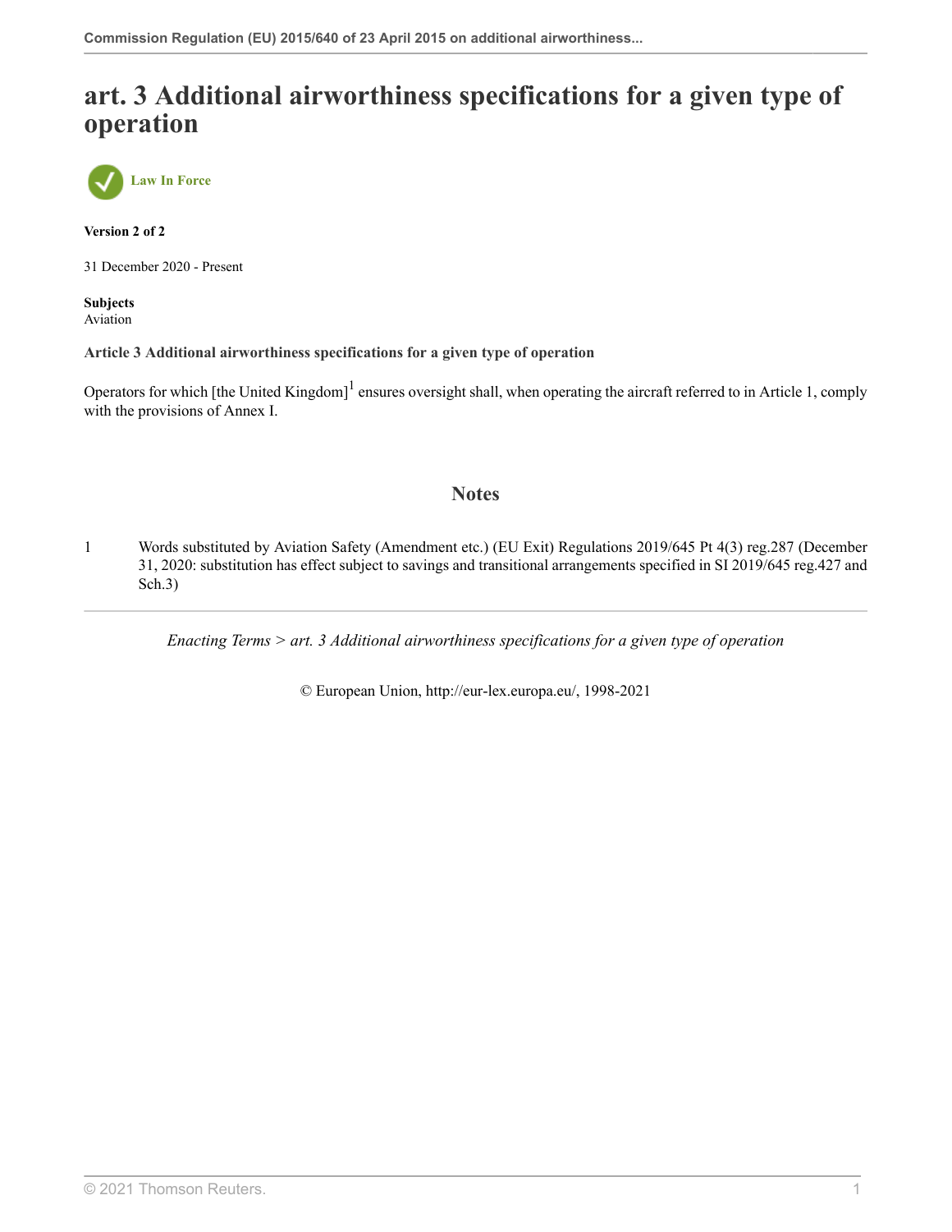# art. 3 Additional airworthiness specifications for a given type of operation

Law In Force

**Version 2 of 2**

31 December 2020 - Present

**Subjects**
Aviation

**Article 3 Additional airworthiness specifications for a given type of operation**

Operators for which [the United Kingdom][1] ensures oversight shall, when operating the aircraft referred to in Article 1, comply with the provisions of Annex I.

## Notes

1 Words substituted by Aviation Safety (Amendment etc.) (EU Exit) Regulations 2019/645 Pt 4(3) reg.287 (December 31, 2020: substitution has effect subject to savings and transitional arrangements specified in SI 2019/645 reg.427 and Sch.3)

*Enacting Terms > art. 3 Additional airworthiness specifications for a given type of operation*

© European Union, http://eur-lex.europa.eu/, 1998-2021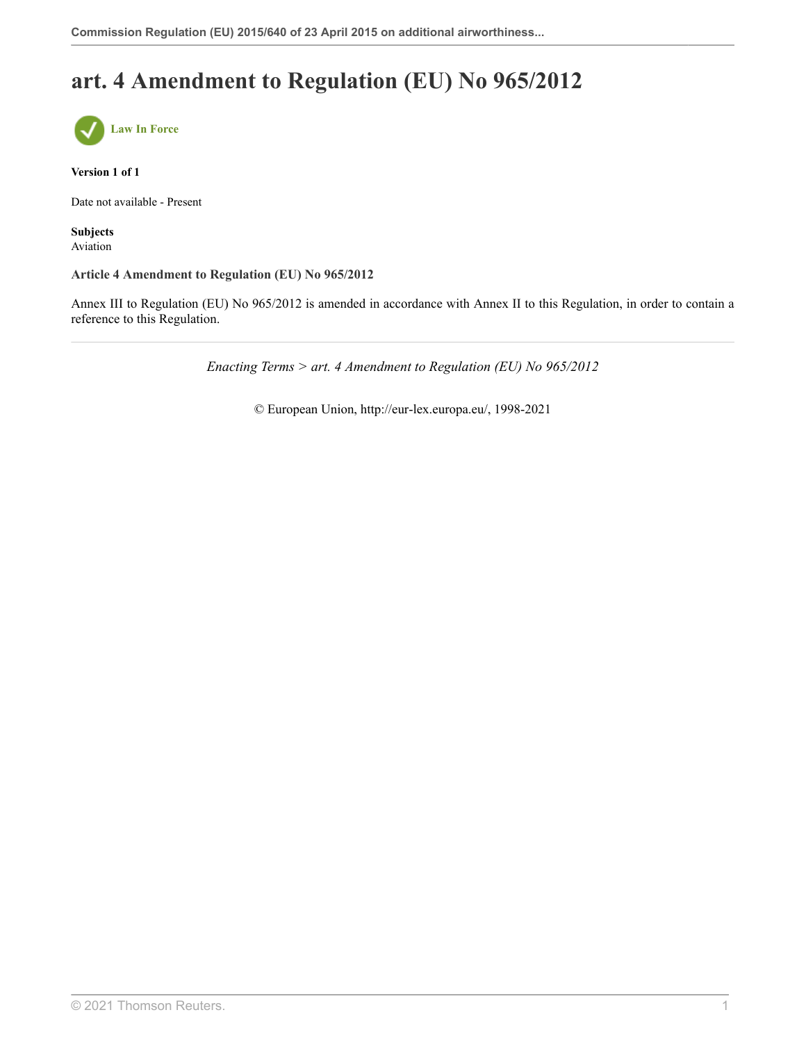# art. 4 Amendment to Regulation (EU) No 965/2012

Law In Force

**Version 1 of 1**

Date not available - Present

**Subjects**
Aviation

**Article 4 Amendment to Regulation (EU) No 965/2012**

Annex III to Regulation (EU) No 965/2012 is amended in accordance with Annex II to this Regulation, in order to contain a reference to this Regulation.

*Enacting Terms > art. 4 Amendment to Regulation (EU) No 965/2012*

© European Union, http://eur-lex.europa.eu/, 1998-2021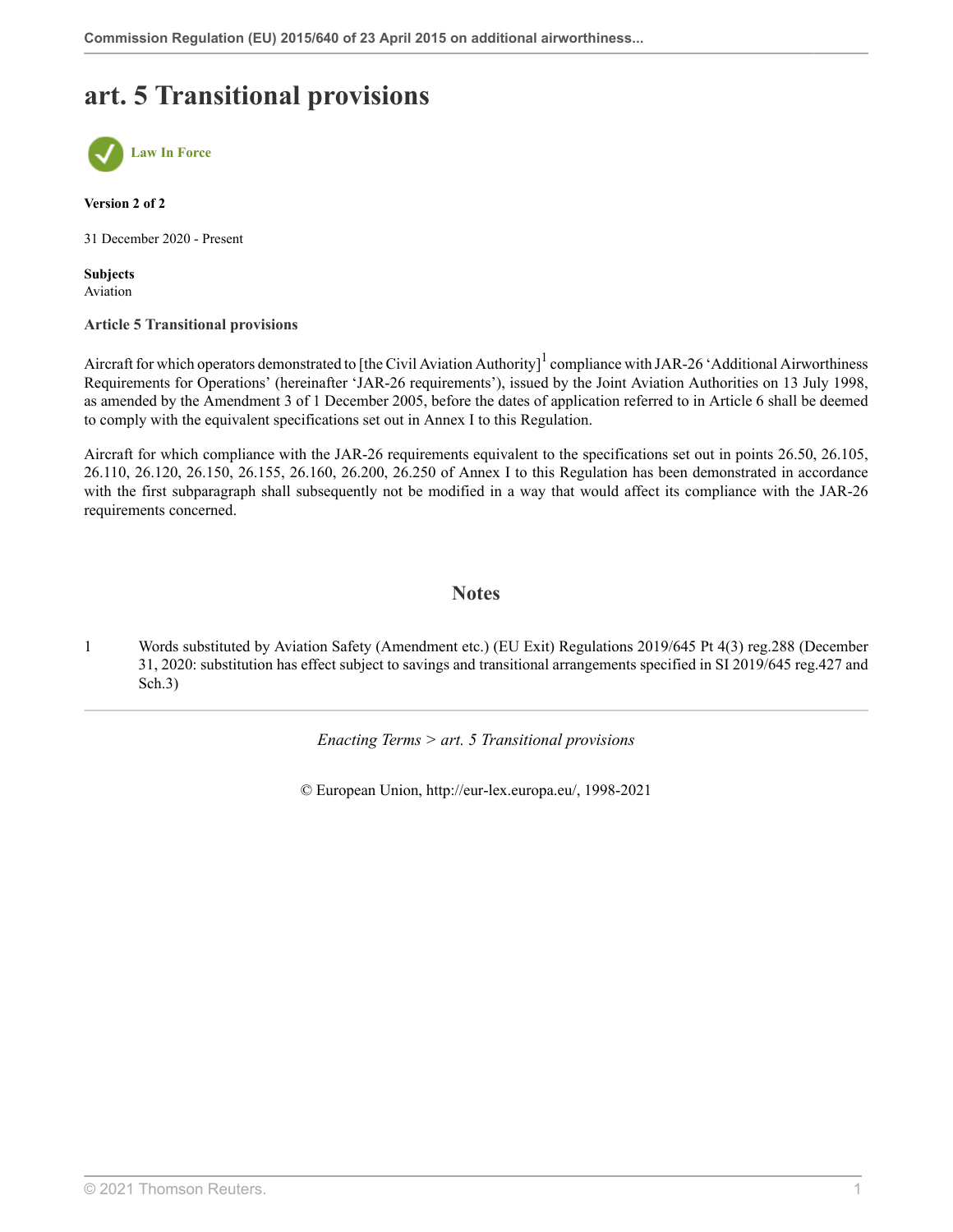# art. 5 Transitional provisions

Law In Force

**Version 2 of 2**

31 December 2020 - Present

**Subjects**
Aviation

**Article 5 Transitional provisions**

Aircraft for which operators demonstrated to [the Civil Aviation Authority][1] compliance with JAR-26 'Additional Airworthiness Requirements for Operations' (hereinafter 'JAR-26 requirements'), issued by the Joint Aviation Authorities on 13 July 1998, as amended by the Amendment 3 of 1 December 2005, before the dates of application referred to in Article 6 shall be deemed to comply with the equivalent specifications set out in Annex I to this Regulation.

Aircraft for which compliance with the JAR-26 requirements equivalent to the specifications set out in points 26.50, 26.105, 26.110, 26.120, 26.150, 26.155, 26.160, 26.200, 26.250 of Annex I to this Regulation has been demonstrated in accordance with the first subparagraph shall subsequently not be modified in a way that would affect its compliance with the JAR-26 requirements concerned.

## Notes

1 Words substituted by Aviation Safety (Amendment etc.) (EU Exit) Regulations 2019/645 Pt 4(3) reg.288 (December 31, 2020: substitution has effect subject to savings and transitional arrangements specified in SI 2019/645 reg.427 and Sch.3)

*Enacting Terms > art. 5 Transitional provisions*

© European Union, http://eur-lex.europa.eu/, 1998-2021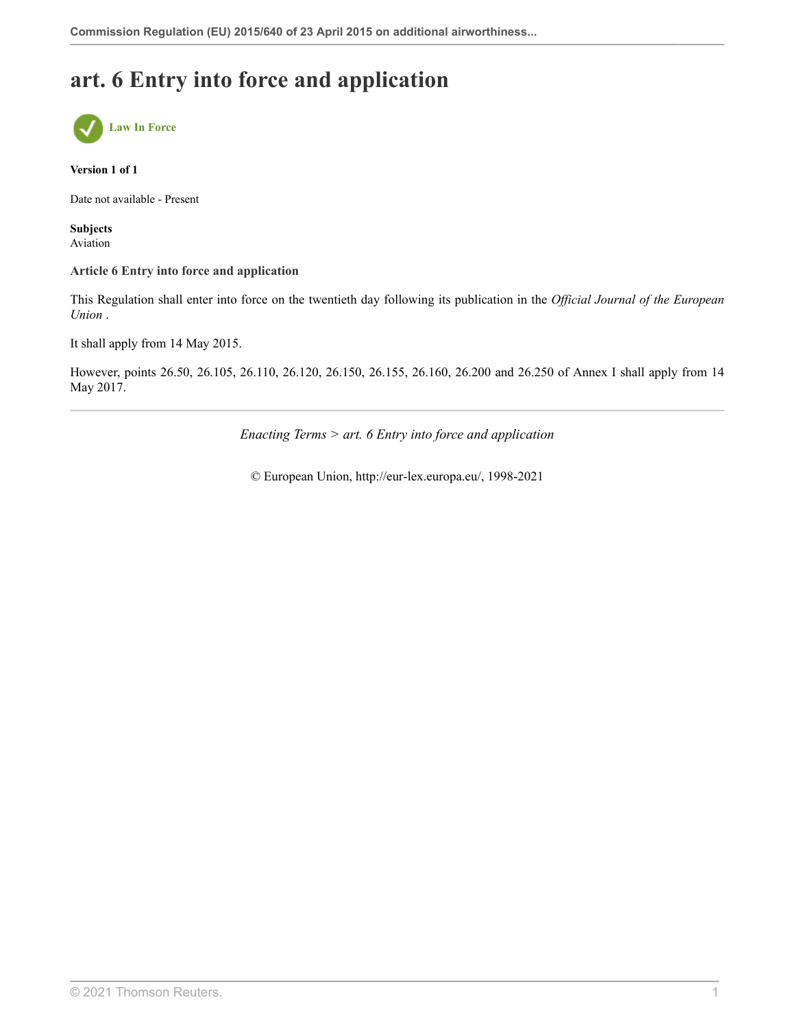# art. 6 Entry into force and application

Law In Force

**Version 1 of 1**

Date not available - Present

**Subjects**
Aviation

**Article 6 Entry into force and application**

This Regulation shall enter into force on the twentieth day following its publication in the *Official Journal of the European Union* .

It shall apply from 14 May 2015.

However, points 26.50, 26.105, 26.110, 26.120, 26.150, 26.155, 26.160, 26.200 and 26.250 of Annex I shall apply from 14 May 2017.

*Enacting Terms > art. 6 Entry into force and application*

© European Union, http://eur-lex.europa.eu/, 1998-2021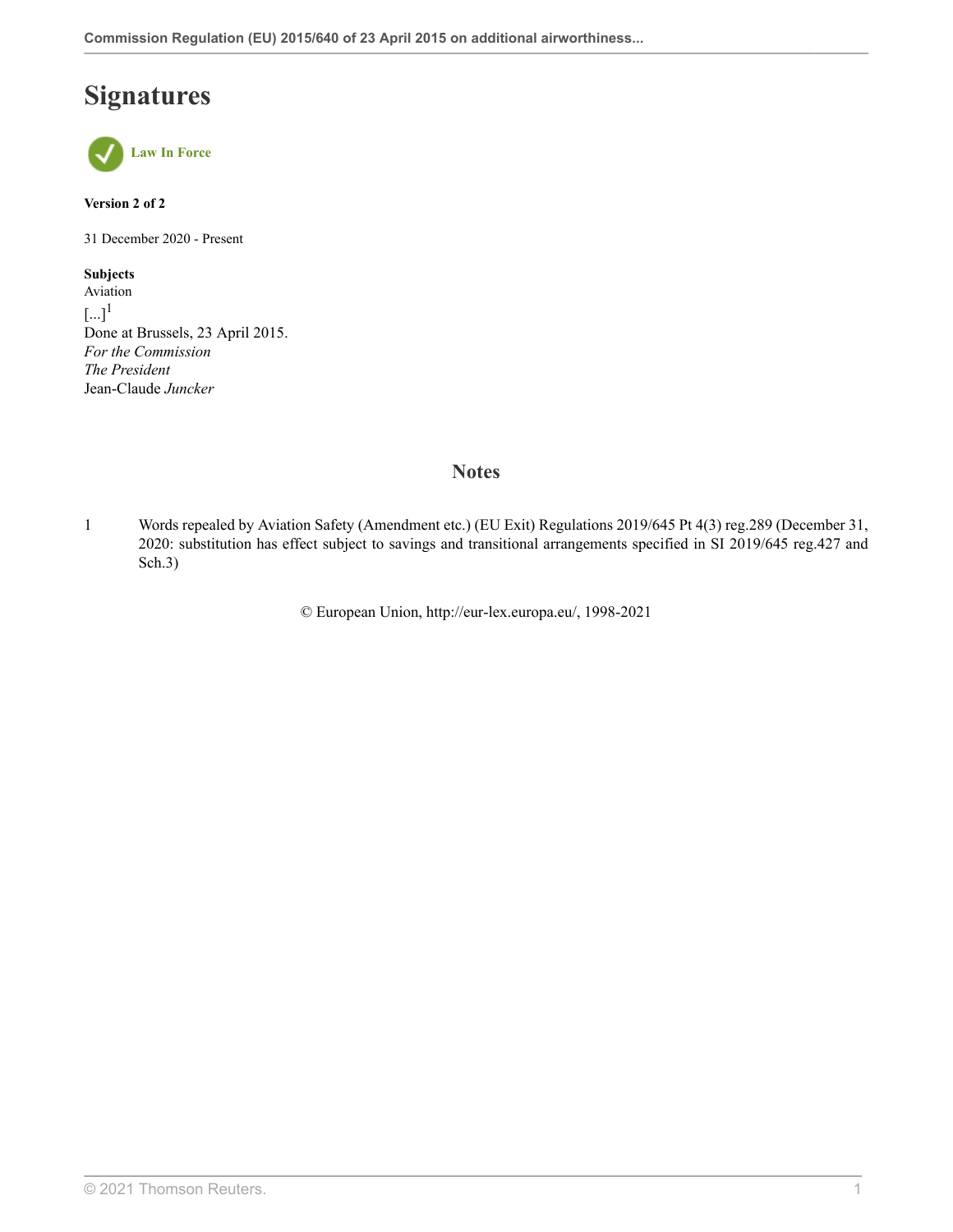# Signatures

Law In Force

**Version 2 of 2**

31 December 2020 - Present

**Subjects**
Aviation
[...][1]
Done at Brussels, 23 April 2015.
*For the Commission*
*The President*
Jean-Claude *Juncker*

## Notes

1 Words repealed by Aviation Safety (Amendment etc.) (EU Exit) Regulations 2019/645 Pt 4(3) reg.289 (December 31, 2020: substitution has effect subject to savings and transitional arrangements specified in SI 2019/645 reg.427 and Sch.3)

© European Union, http://eur-lex.europa.eu/, 1998-2021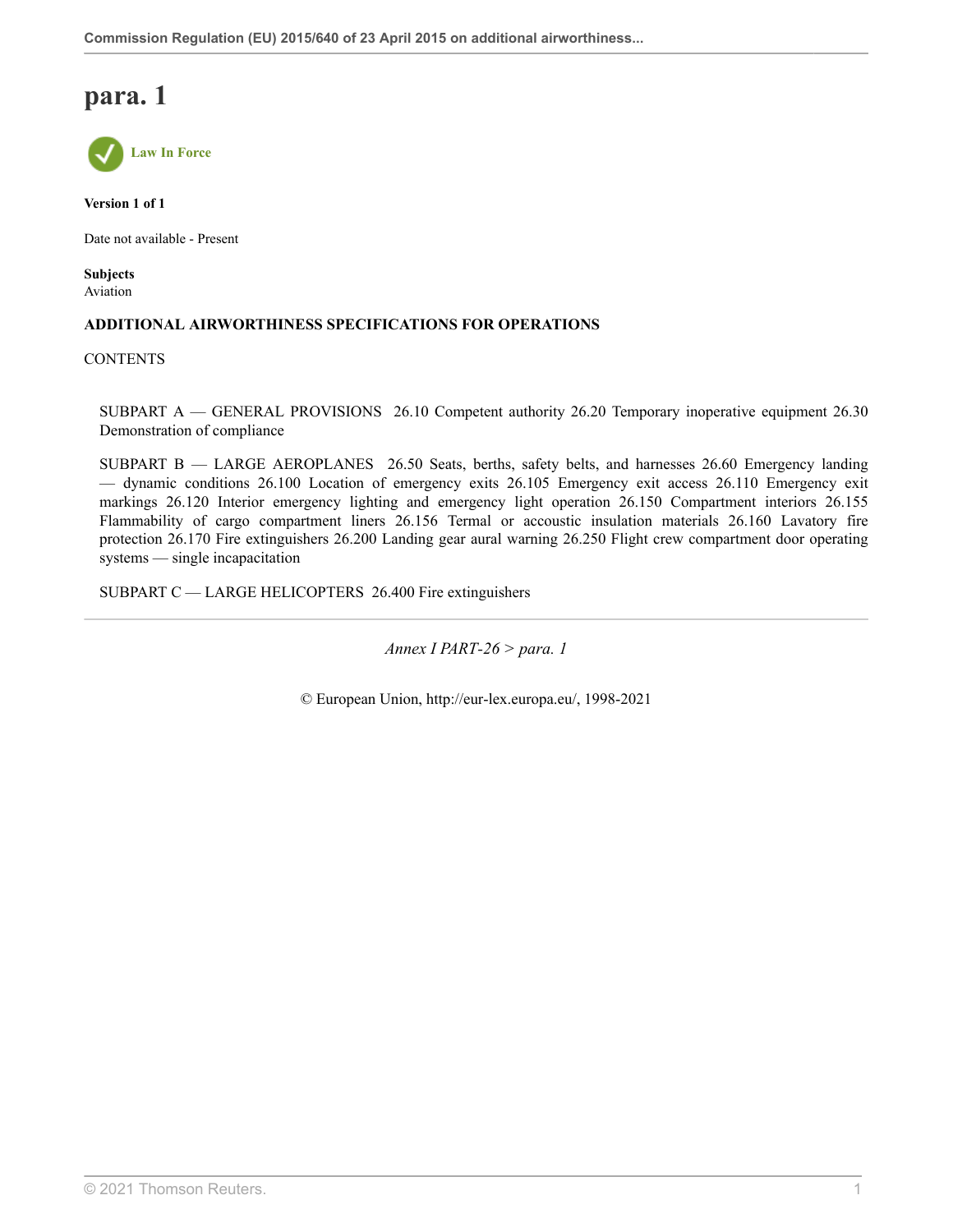# para. 1

Law In Force

**Version 1 of 1**

Date not available - Present

**Subjects**
Aviation

**ADDITIONAL AIRWORTHINESS SPECIFICATIONS FOR OPERATIONS**

CONTENTS

SUBPART A — GENERAL PROVISIONS  26.10 Competent authority 26.20 Temporary inoperative equipment 26.30 Demonstration of compliance

SUBPART B — LARGE AEROPLANES  26.50 Seats, berths, safety belts, and harnesses 26.60 Emergency landing — dynamic conditions 26.100 Location of emergency exits 26.105 Emergency exit access 26.110 Emergency exit markings 26.120 Interior emergency lighting and emergency light operation 26.150 Compartment interiors 26.155 Flammability of cargo compartment liners 26.156 Termal or accoustic insulation materials 26.160 Lavatory fire protection 26.170 Fire extinguishers 26.200 Landing gear aural warning 26.250 Flight crew compartment door operating systems — single incapacitation

SUBPART C — LARGE HELICOPTERS  26.400 Fire extinguishers

*Annex I PART-26 > para. 1*

© European Union, http://eur-lex.europa.eu/, 1998-2021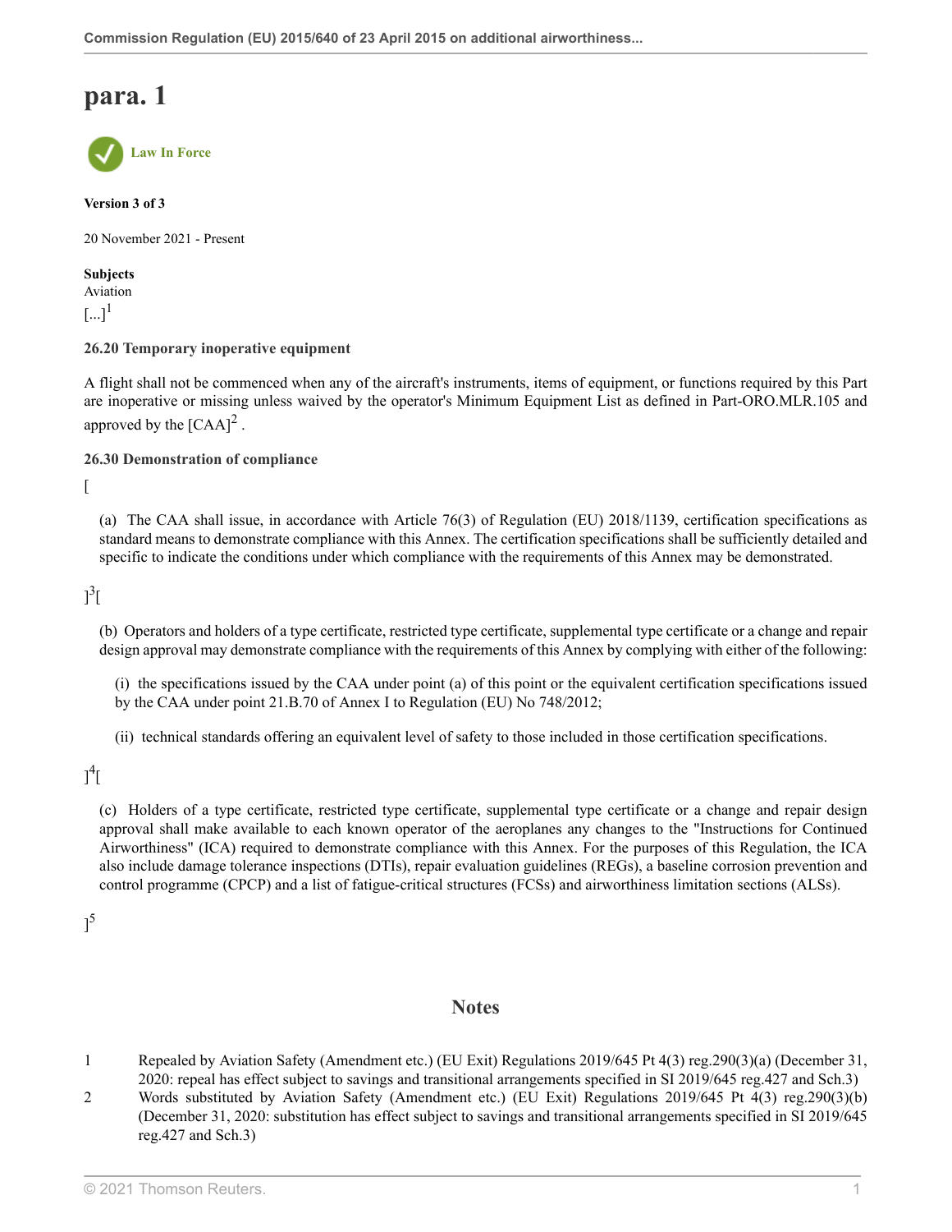# para. 1

Law In Force

**Version 3 of 3**

20 November 2021 - Present

**Subjects**
Aviation
[...][1]

**26.20 Temporary inoperative equipment**

A flight shall not be commenced when any of the aircraft's instruments, items of equipment, or functions required by this Part are inoperative or missing unless waived by the operator's Minimum Equipment List as defined in Part-ORO.MLR.105 and approved by the [CAA][2] .

**26.30 Demonstration of compliance**

[

(a) The CAA shall issue, in accordance with Article 76(3) of Regulation (EU) 2018/1139, certification specifications as standard means to demonstrate compliance with this Annex. The certification specifications shall be sufficiently detailed and specific to indicate the conditions under which compliance with the requirements of this Annex may be demonstrated.

][3][

(b) Operators and holders of a type certificate, restricted type certificate, supplemental type certificate or a change and repair design approval may demonstrate compliance with the requirements of this Annex by complying with either of the following:

(i) the specifications issued by the CAA under point (a) of this point or the equivalent certification specifications issued by the CAA under point 21.B.70 of Annex I to Regulation (EU) No 748/2012;

(ii) technical standards offering an equivalent level of safety to those included in those certification specifications.

][4][

(c) Holders of a type certificate, restricted type certificate, supplemental type certificate or a change and repair design approval shall make available to each known operator of the aeroplanes any changes to the "Instructions for Continued Airworthiness" (ICA) required to demonstrate compliance with this Annex. For the purposes of this Regulation, the ICA also include damage tolerance inspections (DTIs), repair evaluation guidelines (REGs), a baseline corrosion prevention and control programme (CPCP) and a list of fatigue-critical structures (FCSs) and airworthiness limitation sections (ALSs).

][5]

## Notes

1 Repealed by Aviation Safety (Amendment etc.) (EU Exit) Regulations 2019/645 Pt 4(3) reg.290(3)(a) (December 31, 2020: repeal has effect subject to savings and transitional arrangements specified in SI 2019/645 reg.427 and Sch.3)

2 Words substituted by Aviation Safety (Amendment etc.) (EU Exit) Regulations 2019/645 Pt 4(3) reg.290(3)(b) (December 31, 2020: substitution has effect subject to savings and transitional arrangements specified in SI 2019/645 reg.427 and Sch.3)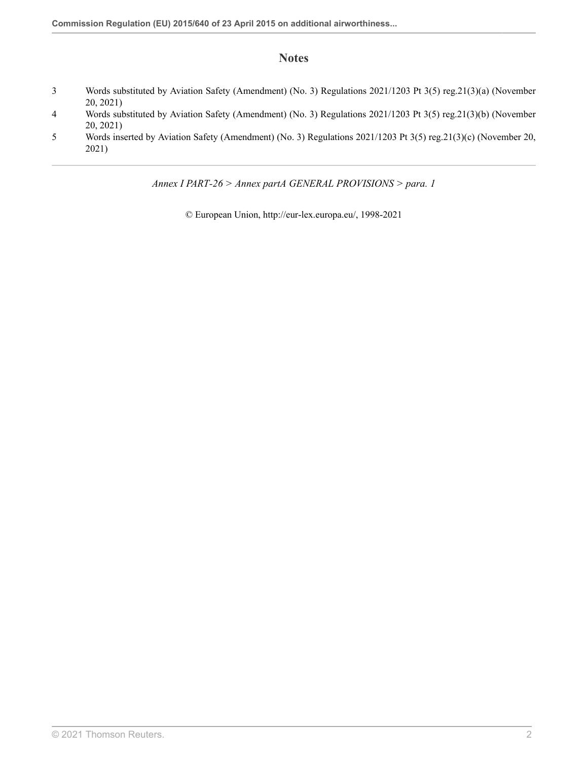## Notes

3. Words substituted by Aviation Safety (Amendment) (No. 3) Regulations 2021/1203 Pt 3(5) reg.21(3)(a) (November 20, 2021)
4. Words substituted by Aviation Safety (Amendment) (No. 3) Regulations 2021/1203 Pt 3(5) reg.21(3)(b) (November 20, 2021)
5. Words inserted by Aviation Safety (Amendment) (No. 3) Regulations 2021/1203 Pt 3(5) reg.21(3)(c) (November 20, 2021)

---

*Annex I PART-26 > Annex partA GENERAL PROVISIONS > para. 1*

© European Union, http://eur-lex.europa.eu/, 1998-2021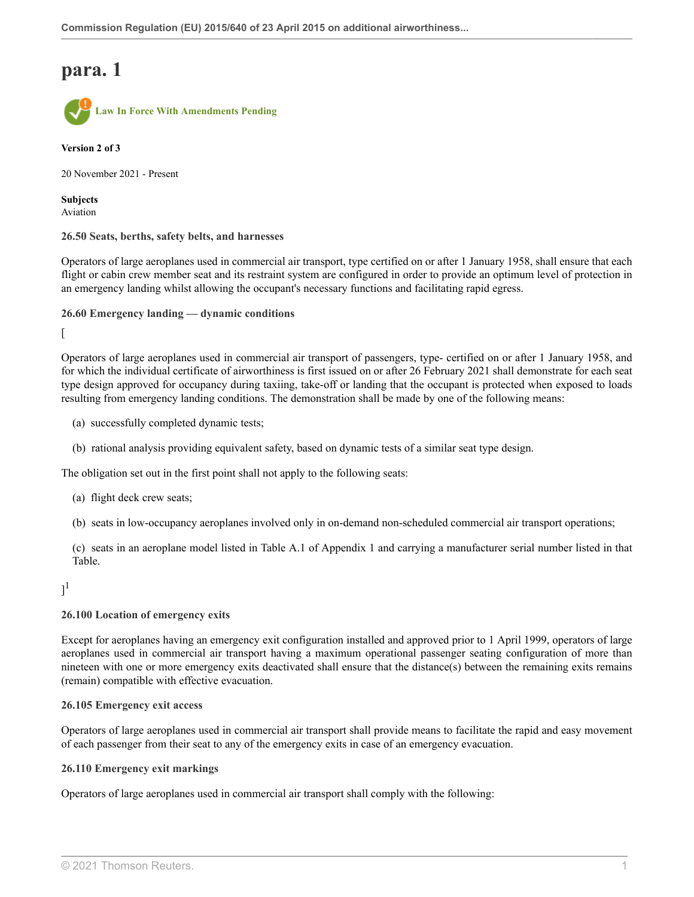# para. 1

Law In Force With Amendments Pending

**Version 2 of 3**

20 November 2021 - Present

**Subjects**
Aviation

**26.50 Seats, berths, safety belts, and harnesses**

Operators of large aeroplanes used in commercial air transport, type certified on or after 1 January 1958, shall ensure that each flight or cabin crew member seat and its restraint system are configured in order to provide an optimum level of protection in an emergency landing whilst allowing the occupant's necessary functions and facilitating rapid egress.

**26.60 Emergency landing — dynamic conditions**

[

Operators of large aeroplanes used in commercial air transport of passengers, type- certified on or after 1 January 1958, and for which the individual certificate of airworthiness is first issued on or after 26 February 2021 shall demonstrate for each seat type design approved for occupancy during taxiing, take-off or landing that the occupant is protected when exposed to loads resulting from emergency landing conditions. The demonstration shall be made by one of the following means:

(a) successfully completed dynamic tests;

(b) rational analysis providing equivalent safety, based on dynamic tests of a similar seat type design.

The obligation set out in the first point shall not apply to the following seats:

(a) flight deck crew seats;

(b) seats in low-occupancy aeroplanes involved only in on-demand non-scheduled commercial air transport operations;

(c) seats in an aeroplane model listed in Table A.1 of Appendix 1 and carrying a manufacturer serial number listed in that Table.

][1]

**26.100 Location of emergency exits**

Except for aeroplanes having an emergency exit configuration installed and approved prior to 1 April 1999, operators of large aeroplanes used in commercial air transport having a maximum operational passenger seating configuration of more than nineteen with one or more emergency exits deactivated shall ensure that the distance(s) between the remaining exits remains (remain) compatible with effective evacuation.

**26.105 Emergency exit access**

Operators of large aeroplanes used in commercial air transport shall provide means to facilitate the rapid and easy movement of each passenger from their seat to any of the emergency exits in case of an emergency evacuation.

**26.110 Emergency exit markings**

Operators of large aeroplanes used in commercial air transport shall comply with the following: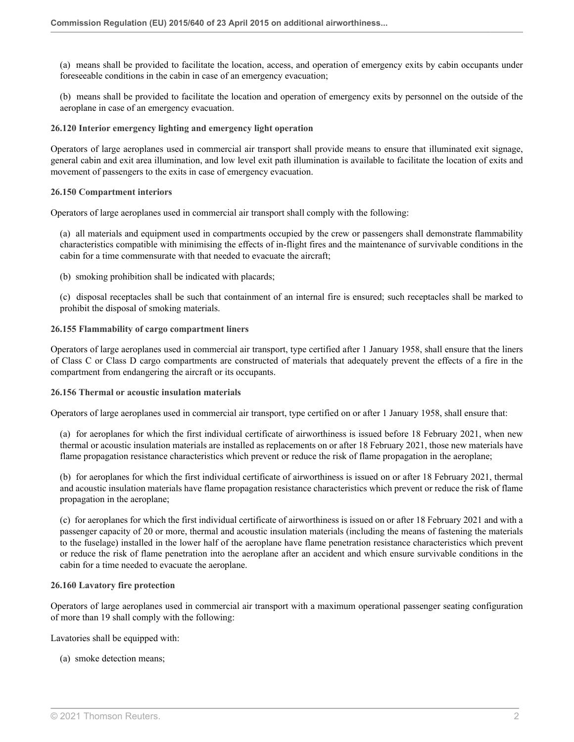(a) means shall be provided to facilitate the location, access, and operation of emergency exits by cabin occupants under foreseeable conditions in the cabin in case of an emergency evacuation;

(b) means shall be provided to facilitate the location and operation of emergency exits by personnel on the outside of the aeroplane in case of an emergency evacuation.

**26.120 Interior emergency lighting and emergency light operation**

Operators of large aeroplanes used in commercial air transport shall provide means to ensure that illuminated exit signage, general cabin and exit area illumination, and low level exit path illumination is available to facilitate the location of exits and movement of passengers to the exits in case of emergency evacuation.

**26.150 Compartment interiors**

Operators of large aeroplanes used in commercial air transport shall comply with the following:

(a) all materials and equipment used in compartments occupied by the crew or passengers shall demonstrate flammability characteristics compatible with minimising the effects of in-flight fires and the maintenance of survivable conditions in the cabin for a time commensurate with that needed to evacuate the aircraft;

(b) smoking prohibition shall be indicated with placards;

(c) disposal receptacles shall be such that containment of an internal fire is ensured; such receptacles shall be marked to prohibit the disposal of smoking materials.

**26.155 Flammability of cargo compartment liners**

Operators of large aeroplanes used in commercial air transport, type certified after 1 January 1958, shall ensure that the liners of Class C or Class D cargo compartments are constructed of materials that adequately prevent the effects of a fire in the compartment from endangering the aircraft or its occupants.

**26.156 Thermal or acoustic insulation materials**

Operators of large aeroplanes used in commercial air transport, type certified on or after 1 January 1958, shall ensure that:

(a) for aeroplanes for which the first individual certificate of airworthiness is issued before 18 February 2021, when new thermal or acoustic insulation materials are installed as replacements on or after 18 February 2021, those new materials have flame propagation resistance characteristics which prevent or reduce the risk of flame propagation in the aeroplane;

(b) for aeroplanes for which the first individual certificate of airworthiness is issued on or after 18 February 2021, thermal and acoustic insulation materials have flame propagation resistance characteristics which prevent or reduce the risk of flame propagation in the aeroplane;

(c) for aeroplanes for which the first individual certificate of airworthiness is issued on or after 18 February 2021 and with a passenger capacity of 20 or more, thermal and acoustic insulation materials (including the means of fastening the materials to the fuselage) installed in the lower half of the aeroplane have flame penetration resistance characteristics which prevent or reduce the risk of flame penetration into the aeroplane after an accident and which ensure survivable conditions in the cabin for a time needed to evacuate the aeroplane.

**26.160 Lavatory fire protection**

Operators of large aeroplanes used in commercial air transport with a maximum operational passenger seating configuration of more than 19 shall comply with the following:

Lavatories shall be equipped with:

(a) smoke detection means;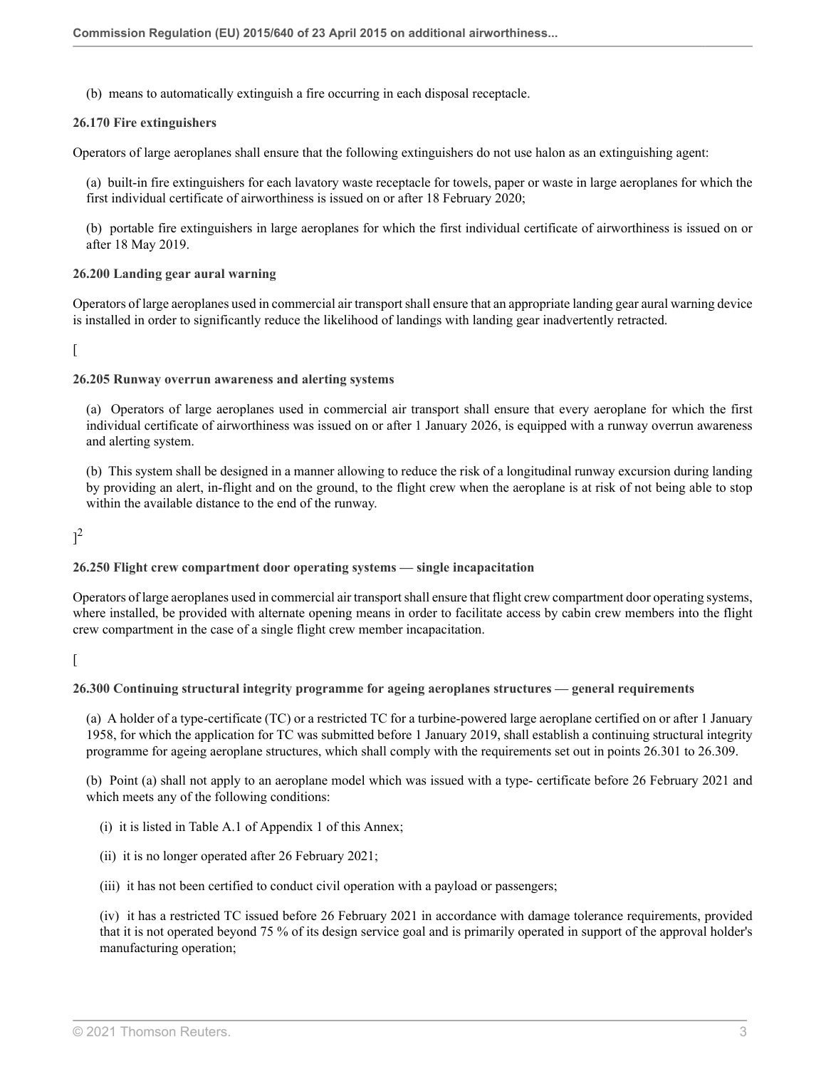(b) means to automatically extinguish a fire occurring in each disposal receptacle.

**26.170 Fire extinguishers**

Operators of large aeroplanes shall ensure that the following extinguishers do not use halon as an extinguishing agent:

(a) built-in fire extinguishers for each lavatory waste receptacle for towels, paper or waste in large aeroplanes for which the first individual certificate of airworthiness is issued on or after 18 February 2020;

(b) portable fire extinguishers in large aeroplanes for which the first individual certificate of airworthiness is issued on or after 18 May 2019.

**26.200 Landing gear aural warning**

Operators of large aeroplanes used in commercial air transport shall ensure that an appropriate landing gear aural warning device is installed in order to significantly reduce the likelihood of landings with landing gear inadvertently retracted.

[

**26.205 Runway overrun awareness and alerting systems**

(a) Operators of large aeroplanes used in commercial air transport shall ensure that every aeroplane for which the first individual certificate of airworthiness was issued on or after 1 January 2026, is equipped with a runway overrun awareness and alerting system.

(b) This system shall be designed in a manner allowing to reduce the risk of a longitudinal runway excursion during landing by providing an alert, in-flight and on the ground, to the flight crew when the aeroplane is at risk of not being able to stop within the available distance to the end of the runway.

][2]

**26.250 Flight crew compartment door operating systems — single incapacitation**

Operators of large aeroplanes used in commercial air transport shall ensure that flight crew compartment door operating systems, where installed, be provided with alternate opening means in order to facilitate access by cabin crew members into the flight crew compartment in the case of a single flight crew member incapacitation.

[

**26.300 Continuing structural integrity programme for ageing aeroplanes structures — general requirements**

(a) A holder of a type-certificate (TC) or a restricted TC for a turbine-powered large aeroplane certified on or after 1 January 1958, for which the application for TC was submitted before 1 January 2019, shall establish a continuing structural integrity programme for ageing aeroplane structures, which shall comply with the requirements set out in points 26.301 to 26.309.

(b) Point (a) shall not apply to an aeroplane model which was issued with a type- certificate before 26 February 2021 and which meets any of the following conditions:

(i) it is listed in Table A.1 of Appendix 1 of this Annex;

(ii) it is no longer operated after 26 February 2021;

(iii) it has not been certified to conduct civil operation with a payload or passengers;

(iv) it has a restricted TC issued before 26 February 2021 in accordance with damage tolerance requirements, provided that it is not operated beyond 75 % of its design service goal and is primarily operated in support of the approval holder's manufacturing operation;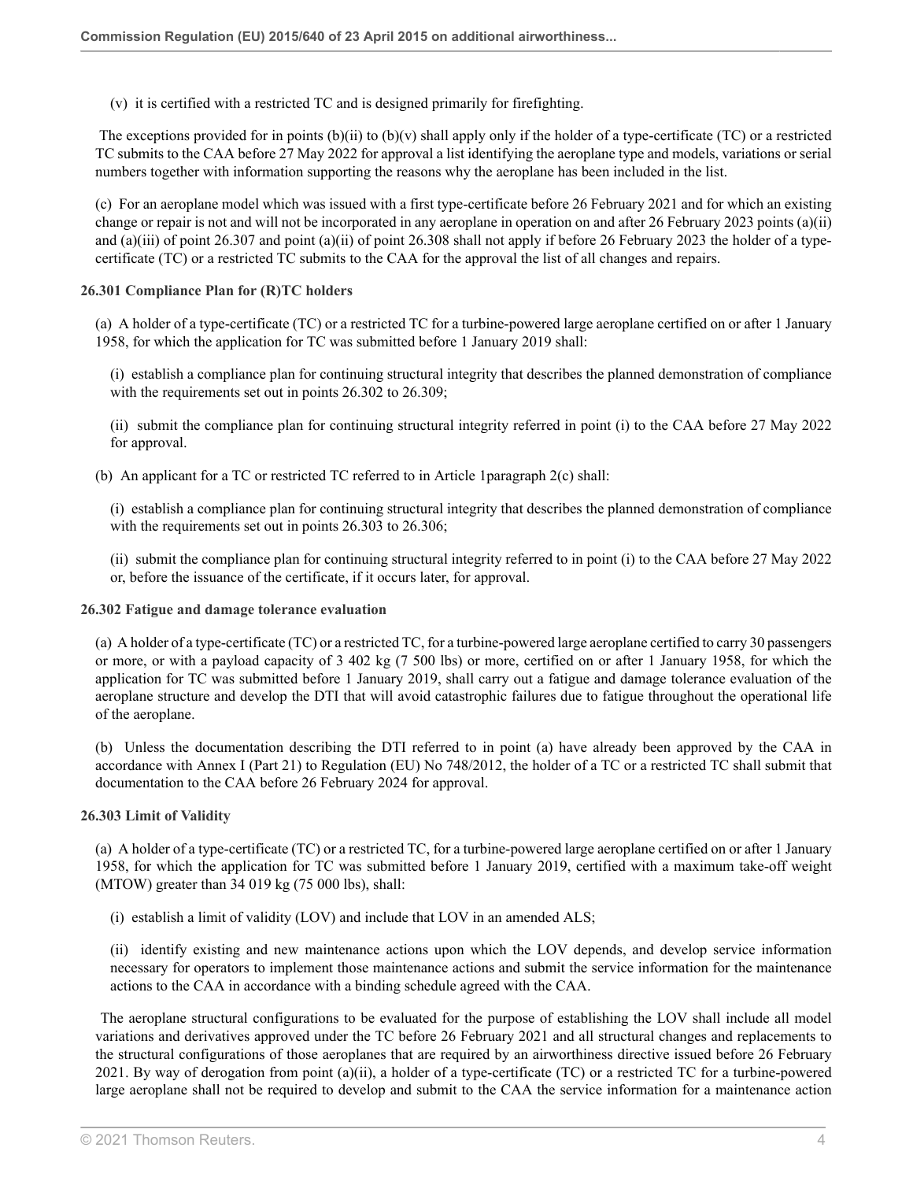(v) it is certified with a restricted TC and is designed primarily for firefighting.

The exceptions provided for in points (b)(ii) to (b)(v) shall apply only if the holder of a type-certificate (TC) or a restricted TC submits to the CAA before 27 May 2022 for approval a list identifying the aeroplane type and models, variations or serial numbers together with information supporting the reasons why the aeroplane has been included in the list.

(c) For an aeroplane model which was issued with a first type-certificate before 26 February 2021 and for which an existing change or repair is not and will not be incorporated in any aeroplane in operation on and after 26 February 2023 points (a)(ii) and (a)(iii) of point 26.307 and point (a)(ii) of point 26.308 shall not apply if before 26 February 2023 the holder of a type-certificate (TC) or a restricted TC submits to the CAA for the approval the list of all changes and repairs.

**26.301 Compliance Plan for (R)TC holders**

(a) A holder of a type-certificate (TC) or a restricted TC for a turbine-powered large aeroplane certified on or after 1 January 1958, for which the application for TC was submitted before 1 January 2019 shall:

(i) establish a compliance plan for continuing structural integrity that describes the planned demonstration of compliance with the requirements set out in points 26.302 to 26.309;

(ii) submit the compliance plan for continuing structural integrity referred in point (i) to the CAA before 27 May 2022 for approval.

(b) An applicant for a TC or restricted TC referred to in Article 1paragraph 2(c) shall:

(i) establish a compliance plan for continuing structural integrity that describes the planned demonstration of compliance with the requirements set out in points 26.303 to 26.306;

(ii) submit the compliance plan for continuing structural integrity referred to in point (i) to the CAA before 27 May 2022 or, before the issuance of the certificate, if it occurs later, for approval.

**26.302 Fatigue and damage tolerance evaluation**

(a) A holder of a type-certificate (TC) or a restricted TC, for a turbine-powered large aeroplane certified to carry 30 passengers or more, or with a payload capacity of 3 402 kg (7 500 lbs) or more, certified on or after 1 January 1958, for which the application for TC was submitted before 1 January 2019, shall carry out a fatigue and damage tolerance evaluation of the aeroplane structure and develop the DTI that will avoid catastrophic failures due to fatigue throughout the operational life of the aeroplane.

(b) Unless the documentation describing the DTI referred to in point (a) have already been approved by the CAA in accordance with Annex I (Part 21) to Regulation (EU) No 748/2012, the holder of a TC or a restricted TC shall submit that documentation to the CAA before 26 February 2024 for approval.

**26.303 Limit of Validity**

(a) A holder of a type-certificate (TC) or a restricted TC, for a turbine-powered large aeroplane certified on or after 1 January 1958, for which the application for TC was submitted before 1 January 2019, certified with a maximum take-off weight (MTOW) greater than 34 019 kg (75 000 lbs), shall:

(i) establish a limit of validity (LOV) and include that LOV in an amended ALS;

(ii) identify existing and new maintenance actions upon which the LOV depends, and develop service information necessary for operators to implement those maintenance actions and submit the service information for the maintenance actions to the CAA in accordance with a binding schedule agreed with the CAA.

The aeroplane structural configurations to be evaluated for the purpose of establishing the LOV shall include all model variations and derivatives approved under the TC before 26 February 2021 and all structural changes and replacements to the structural configurations of those aeroplanes that are required by an airworthiness directive issued before 26 February 2021. By way of derogation from point (a)(ii), a holder of a type-certificate (TC) or a restricted TC for a turbine-powered large aeroplane shall not be required to develop and submit to the CAA the service information for a maintenance action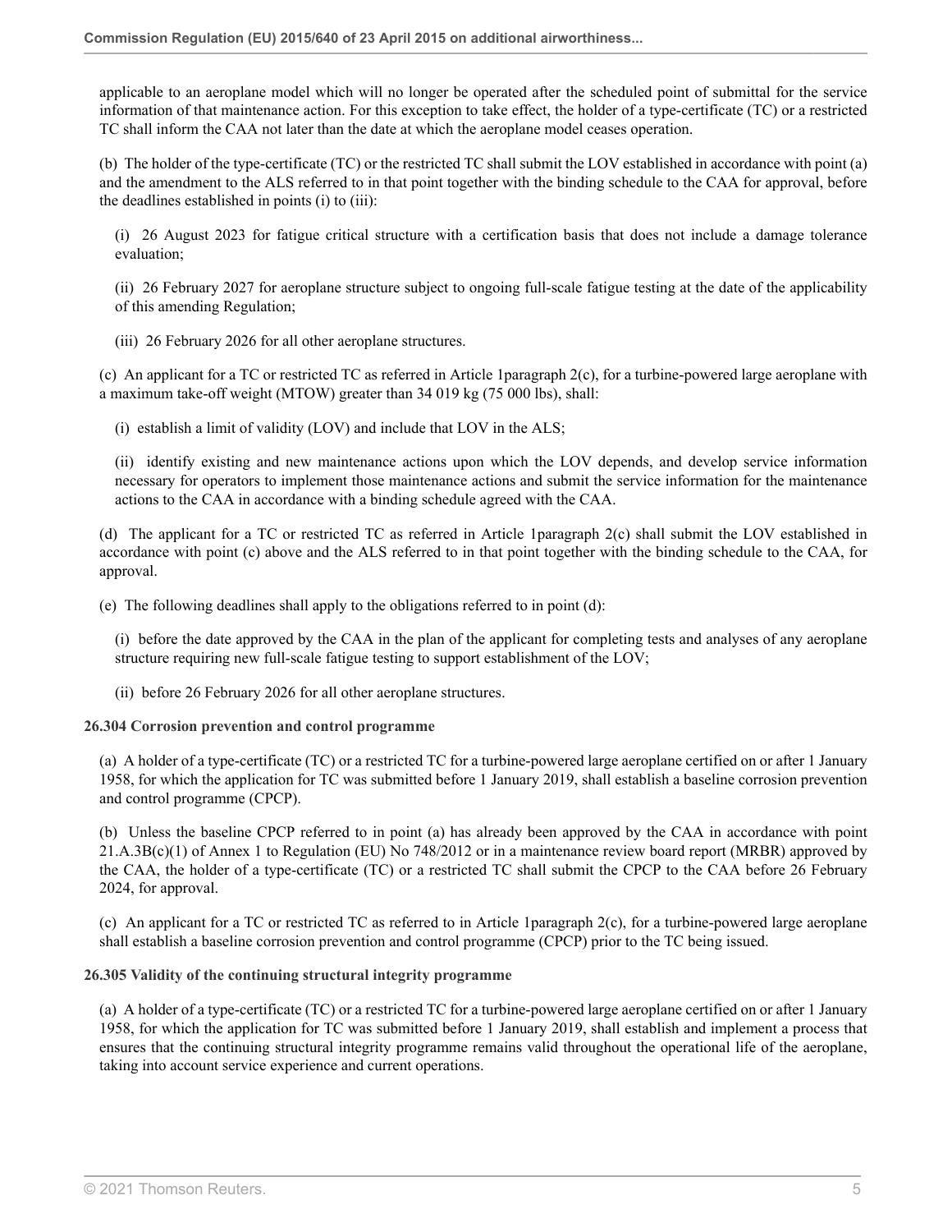applicable to an aeroplane model which will no longer be operated after the scheduled point of submittal for the service information of that maintenance action. For this exception to take effect, the holder of a type-certificate (TC) or a restricted TC shall inform the CAA not later than the date at which the aeroplane model ceases operation.

(b) The holder of the type-certificate (TC) or the restricted TC shall submit the LOV established in accordance with point (a) and the amendment to the ALS referred to in that point together with the binding schedule to the CAA for approval, before the deadlines established in points (i) to (iii):

(i) 26 August 2023 for fatigue critical structure with a certification basis that does not include a damage tolerance evaluation;

(ii) 26 February 2027 for aeroplane structure subject to ongoing full-scale fatigue testing at the date of the applicability of this amending Regulation;

(iii) 26 February 2026 for all other aeroplane structures.

(c) An applicant for a TC or restricted TC as referred in Article 1paragraph 2(c), for a turbine-powered large aeroplane with a maximum take-off weight (MTOW) greater than 34 019 kg (75 000 lbs), shall:

(i) establish a limit of validity (LOV) and include that LOV in the ALS;

(ii) identify existing and new maintenance actions upon which the LOV depends, and develop service information necessary for operators to implement those maintenance actions and submit the service information for the maintenance actions to the CAA in accordance with a binding schedule agreed with the CAA.

(d) The applicant for a TC or restricted TC as referred in Article 1paragraph 2(c) shall submit the LOV established in accordance with point (c) above and the ALS referred to in that point together with the binding schedule to the CAA, for approval.

(e) The following deadlines shall apply to the obligations referred to in point (d):

(i) before the date approved by the CAA in the plan of the applicant for completing tests and analyses of any aeroplane structure requiring new full-scale fatigue testing to support establishment of the LOV;

(ii) before 26 February 2026 for all other aeroplane structures.

**26.304 Corrosion prevention and control programme**

(a) A holder of a type-certificate (TC) or a restricted TC for a turbine-powered large aeroplane certified on or after 1 January 1958, for which the application for TC was submitted before 1 January 2019, shall establish a baseline corrosion prevention and control programme (CPCP).

(b) Unless the baseline CPCP referred to in point (a) has already been approved by the CAA in accordance with point 21.A.3B(c)(1) of Annex 1 to Regulation (EU) No 748/2012 or in a maintenance review board report (MRBR) approved by the CAA, the holder of a type-certificate (TC) or a restricted TC shall submit the CPCP to the CAA before 26 February 2024, for approval.

(c) An applicant for a TC or restricted TC as referred to in Article 1paragraph 2(c), for a turbine-powered large aeroplane shall establish a baseline corrosion prevention and control programme (CPCP) prior to the TC being issued.

**26.305 Validity of the continuing structural integrity programme**

(a) A holder of a type-certificate (TC) or a restricted TC for a turbine-powered large aeroplane certified on or after 1 January 1958, for which the application for TC was submitted before 1 January 2019, shall establish and implement a process that ensures that the continuing structural integrity programme remains valid throughout the operational life of the aeroplane, taking into account service experience and current operations.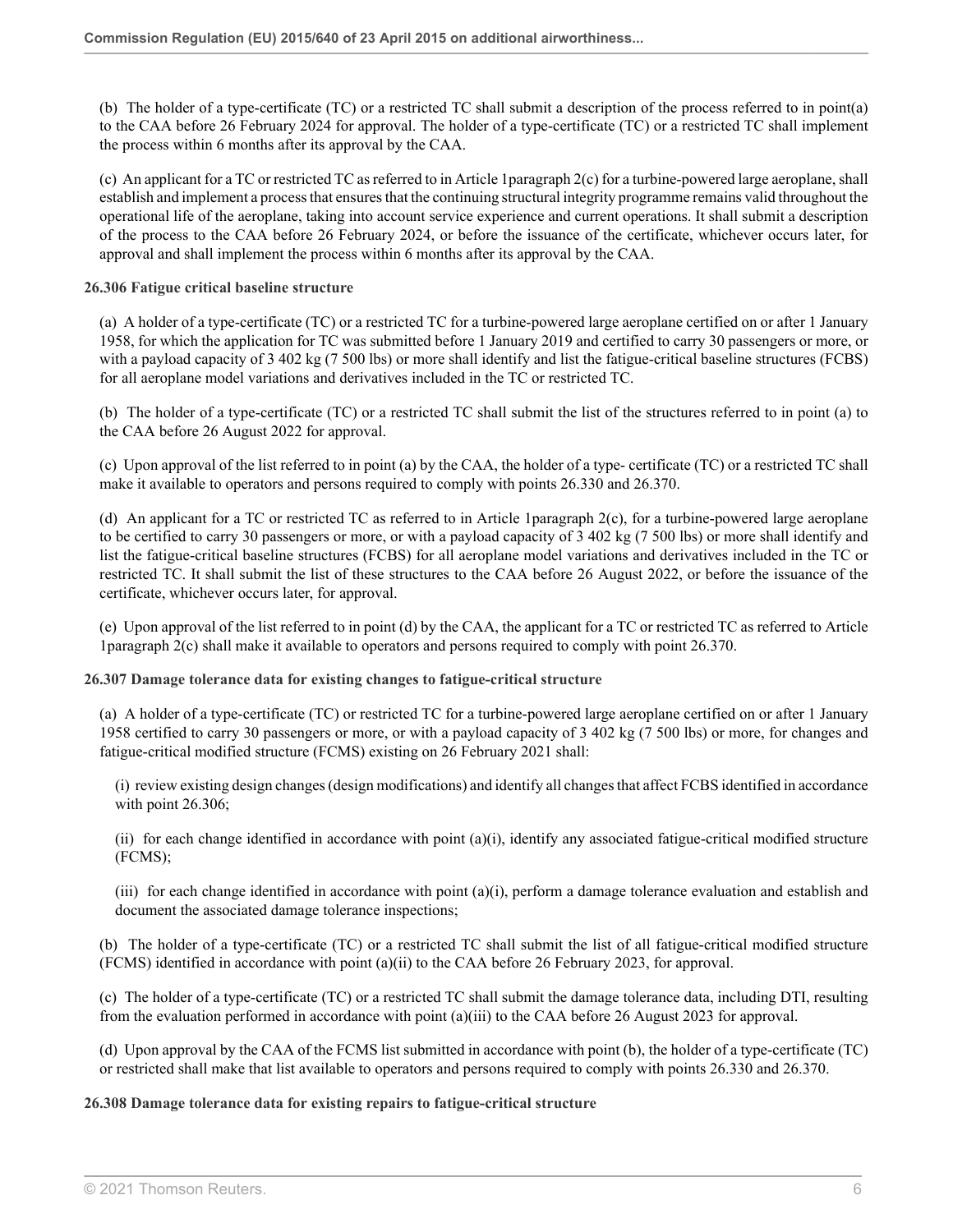(b) The holder of a type-certificate (TC) or a restricted TC shall submit a description of the process referred to in point(a) to the CAA before 26 February 2024 for approval. The holder of a type-certificate (TC) or a restricted TC shall implement the process within 6 months after its approval by the CAA.

(c) An applicant for a TC or restricted TC as referred to in Article 1paragraph 2(c) for a turbine-powered large aeroplane, shall establish and implement a process that ensures that the continuing structural integrity programme remains valid throughout the operational life of the aeroplane, taking into account service experience and current operations. It shall submit a description of the process to the CAA before 26 February 2024, or before the issuance of the certificate, whichever occurs later, for approval and shall implement the process within 6 months after its approval by the CAA.

**26.306 Fatigue critical baseline structure**

(a) A holder of a type-certificate (TC) or a restricted TC for a turbine-powered large aeroplane certified on or after 1 January 1958, for which the application for TC was submitted before 1 January 2019 and certified to carry 30 passengers or more, or with a payload capacity of 3 402 kg (7 500 lbs) or more shall identify and list the fatigue-critical baseline structures (FCBS) for all aeroplane model variations and derivatives included in the TC or restricted TC.

(b) The holder of a type-certificate (TC) or a restricted TC shall submit the list of the structures referred to in point (a) to the CAA before 26 August 2022 for approval.

(c) Upon approval of the list referred to in point (a) by the CAA, the holder of a type- certificate (TC) or a restricted TC shall make it available to operators and persons required to comply with points 26.330 and 26.370.

(d) An applicant for a TC or restricted TC as referred to in Article 1paragraph 2(c), for a turbine-powered large aeroplane to be certified to carry 30 passengers or more, or with a payload capacity of 3 402 kg (7 500 lbs) or more shall identify and list the fatigue-critical baseline structures (FCBS) for all aeroplane model variations and derivatives included in the TC or restricted TC. It shall submit the list of these structures to the CAA before 26 August 2022, or before the issuance of the certificate, whichever occurs later, for approval.

(e) Upon approval of the list referred to in point (d) by the CAA, the applicant for a TC or restricted TC as referred to Article 1paragraph 2(c) shall make it available to operators and persons required to comply with point 26.370.

**26.307 Damage tolerance data for existing changes to fatigue-critical structure**

(a) A holder of a type-certificate (TC) or restricted TC for a turbine-powered large aeroplane certified on or after 1 January 1958 certified to carry 30 passengers or more, or with a payload capacity of 3 402 kg (7 500 lbs) or more, for changes and fatigue-critical modified structure (FCMS) existing on 26 February 2021 shall:

(i) review existing design changes (design modifications) and identify all changes that affect FCBS identified in accordance with point 26.306;

(ii) for each change identified in accordance with point (a)(i), identify any associated fatigue-critical modified structure (FCMS);

(iii) for each change identified in accordance with point (a)(i), perform a damage tolerance evaluation and establish and document the associated damage tolerance inspections;

(b) The holder of a type-certificate (TC) or a restricted TC shall submit the list of all fatigue-critical modified structure (FCMS) identified in accordance with point (a)(ii) to the CAA before 26 February 2023, for approval.

(c) The holder of a type-certificate (TC) or a restricted TC shall submit the damage tolerance data, including DTI, resulting from the evaluation performed in accordance with point (a)(iii) to the CAA before 26 August 2023 for approval.

(d) Upon approval by the CAA of the FCMS list submitted in accordance with point (b), the holder of a type-certificate (TC) or restricted shall make that list available to operators and persons required to comply with points 26.330 and 26.370.

**26.308 Damage tolerance data for existing repairs to fatigue-critical structure**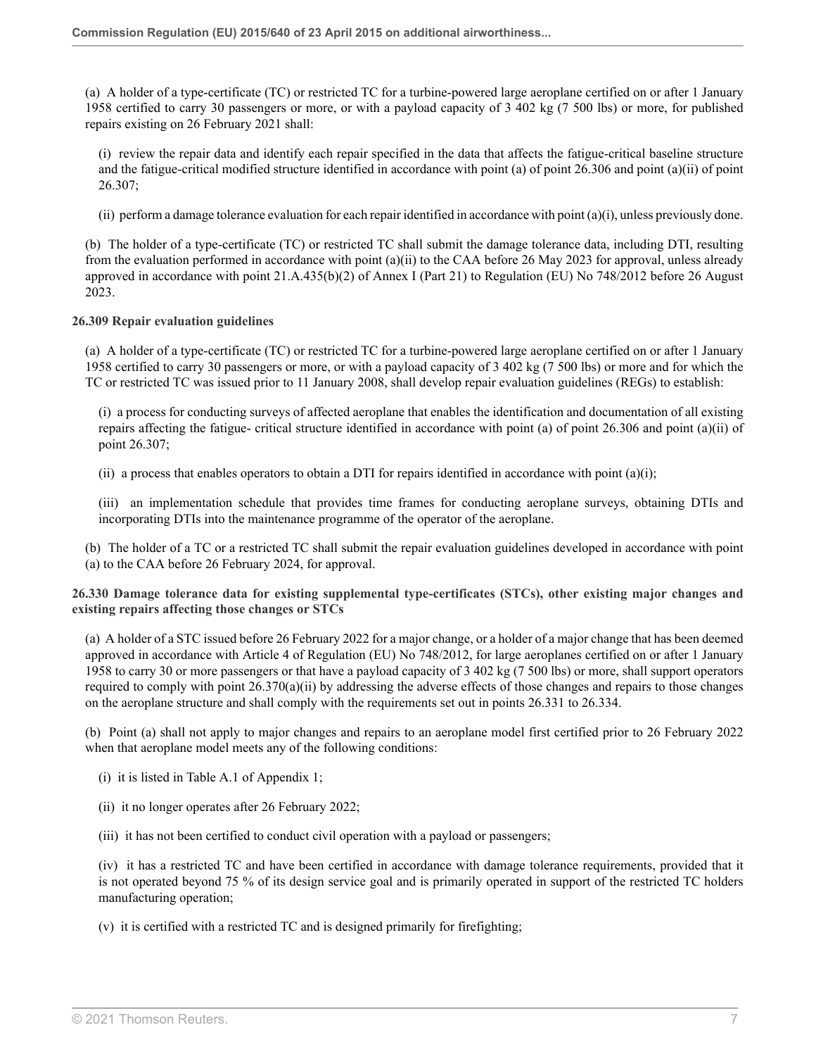(a) A holder of a type-certificate (TC) or restricted TC for a turbine-powered large aeroplane certified on or after 1 January 1958 certified to carry 30 passengers or more, or with a payload capacity of 3 402 kg (7 500 lbs) or more, for published repairs existing on 26 February 2021 shall:

(i) review the repair data and identify each repair specified in the data that affects the fatigue-critical baseline structure and the fatigue-critical modified structure identified in accordance with point (a) of point 26.306 and point (a)(ii) of point 26.307;

(ii) perform a damage tolerance evaluation for each repair identified in accordance with point (a)(i), unless previously done.

(b) The holder of a type-certificate (TC) or restricted TC shall submit the damage tolerance data, including DTI, resulting from the evaluation performed in accordance with point (a)(ii) to the CAA before 26 May 2023 for approval, unless already approved in accordance with point 21.A.435(b)(2) of Annex I (Part 21) to Regulation (EU) No 748/2012 before 26 August 2023.

**26.309 Repair evaluation guidelines**

(a) A holder of a type-certificate (TC) or restricted TC for a turbine-powered large aeroplane certified on or after 1 January 1958 certified to carry 30 passengers or more, or with a payload capacity of 3 402 kg (7 500 lbs) or more and for which the TC or restricted TC was issued prior to 11 January 2008, shall develop repair evaluation guidelines (REGs) to establish:

(i) a process for conducting surveys of affected aeroplane that enables the identification and documentation of all existing repairs affecting the fatigue- critical structure identified in accordance with point (a) of point 26.306 and point (a)(ii) of point 26.307;

(ii) a process that enables operators to obtain a DTI for repairs identified in accordance with point (a)(i);

(iii) an implementation schedule that provides time frames for conducting aeroplane surveys, obtaining DTIs and incorporating DTIs into the maintenance programme of the operator of the aeroplane.

(b) The holder of a TC or a restricted TC shall submit the repair evaluation guidelines developed in accordance with point (a) to the CAA before 26 February 2024, for approval.

**26.330 Damage tolerance data for existing supplemental type-certificates (STCs), other existing major changes and existing repairs affecting those changes or STCs**

(a) A holder of a STC issued before 26 February 2022 for a major change, or a holder of a major change that has been deemed approved in accordance with Article 4 of Regulation (EU) No 748/2012, for large aeroplanes certified on or after 1 January 1958 to carry 30 or more passengers or that have a payload capacity of 3 402 kg (7 500 lbs) or more, shall support operators required to comply with point 26.370(a)(ii) by addressing the adverse effects of those changes and repairs to those changes on the aeroplane structure and shall comply with the requirements set out in points 26.331 to 26.334.

(b) Point (a) shall not apply to major changes and repairs to an aeroplane model first certified prior to 26 February 2022 when that aeroplane model meets any of the following conditions:

(i) it is listed in Table A.1 of Appendix 1;

(ii) it no longer operates after 26 February 2022;

(iii) it has not been certified to conduct civil operation with a payload or passengers;

(iv) it has a restricted TC and have been certified in accordance with damage tolerance requirements, provided that it is not operated beyond 75 % of its design service goal and is primarily operated in support of the restricted TC holders manufacturing operation;

(v) it is certified with a restricted TC and is designed primarily for firefighting;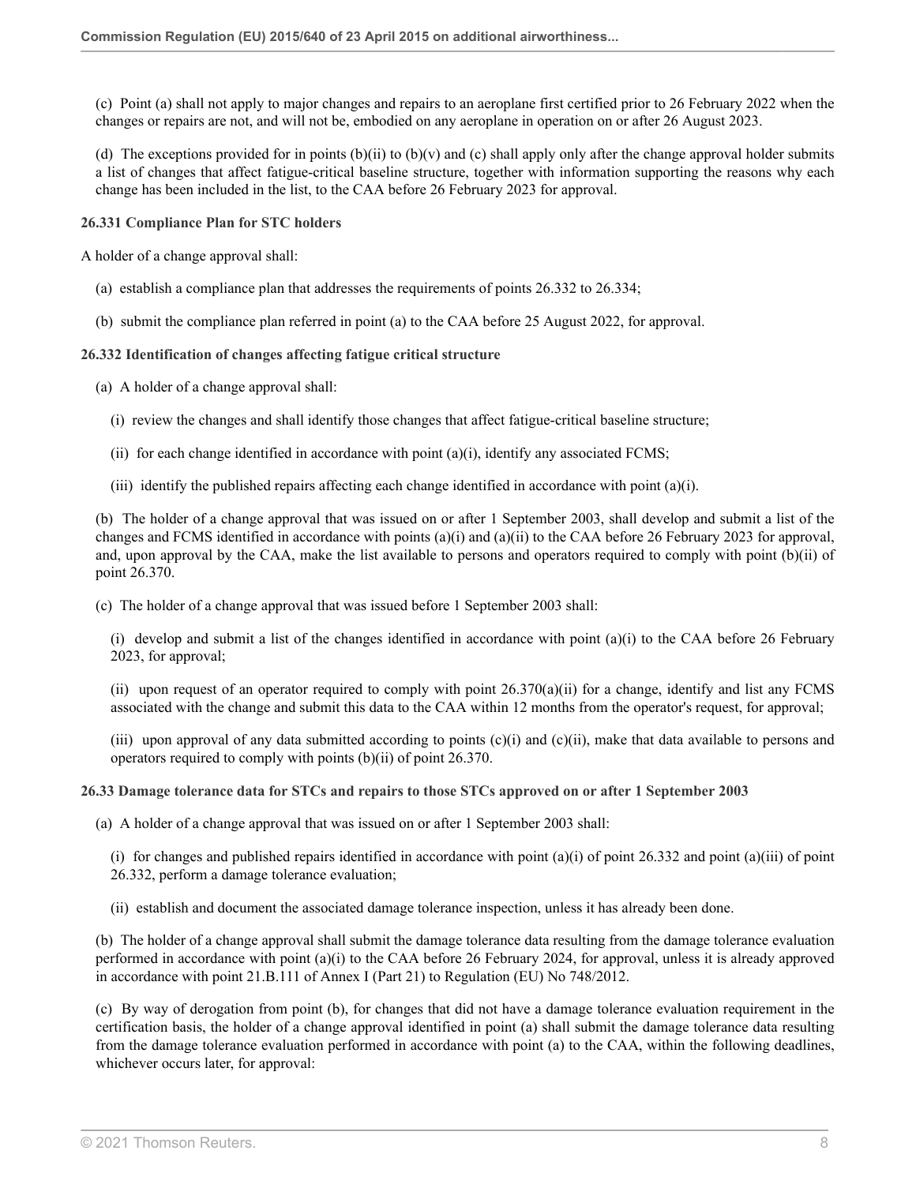(c) Point (a) shall not apply to major changes and repairs to an aeroplane first certified prior to 26 February 2022 when the changes or repairs are not, and will not be, embodied on any aeroplane in operation on or after 26 August 2023.

(d) The exceptions provided for in points (b)(ii) to (b)(v) and (c) shall apply only after the change approval holder submits a list of changes that affect fatigue-critical baseline structure, together with information supporting the reasons why each change has been included in the list, to the CAA before 26 February 2023 for approval.

**26.331 Compliance Plan for STC holders**

A holder of a change approval shall:

(a) establish a compliance plan that addresses the requirements of points 26.332 to 26.334;

(b) submit the compliance plan referred in point (a) to the CAA before 25 August 2022, for approval.

**26.332 Identification of changes affecting fatigue critical structure**

(a) A holder of a change approval shall:

(i) review the changes and shall identify those changes that affect fatigue-critical baseline structure;

(ii) for each change identified in accordance with point (a)(i), identify any associated FCMS;

(iii) identify the published repairs affecting each change identified in accordance with point (a)(i).

(b) The holder of a change approval that was issued on or after 1 September 2003, shall develop and submit a list of the changes and FCMS identified in accordance with points (a)(i) and (a)(ii) to the CAA before 26 February 2023 for approval, and, upon approval by the CAA, make the list available to persons and operators required to comply with point (b)(ii) of point 26.370.

(c) The holder of a change approval that was issued before 1 September 2003 shall:

(i) develop and submit a list of the changes identified in accordance with point (a)(i) to the CAA before 26 February 2023, for approval;

(ii) upon request of an operator required to comply with point 26.370(a)(ii) for a change, identify and list any FCMS associated with the change and submit this data to the CAA within 12 months from the operator's request, for approval;

(iii) upon approval of any data submitted according to points (c)(i) and (c)(ii), make that data available to persons and operators required to comply with points (b)(ii) of point 26.370.

**26.33 Damage tolerance data for STCs and repairs to those STCs approved on or after 1 September 2003**

(a) A holder of a change approval that was issued on or after 1 September 2003 shall:

(i) for changes and published repairs identified in accordance with point (a)(i) of point 26.332 and point (a)(iii) of point 26.332, perform a damage tolerance evaluation;

(ii) establish and document the associated damage tolerance inspection, unless it has already been done.

(b) The holder of a change approval shall submit the damage tolerance data resulting from the damage tolerance evaluation performed in accordance with point (a)(i) to the CAA before 26 February 2024, for approval, unless it is already approved in accordance with point 21.B.111 of Annex I (Part 21) to Regulation (EU) No 748/2012.

(c) By way of derogation from point (b), for changes that did not have a damage tolerance evaluation requirement in the certification basis, the holder of a change approval identified in point (a) shall submit the damage tolerance data resulting from the damage tolerance evaluation performed in accordance with point (a) to the CAA, within the following deadlines, whichever occurs later, for approval: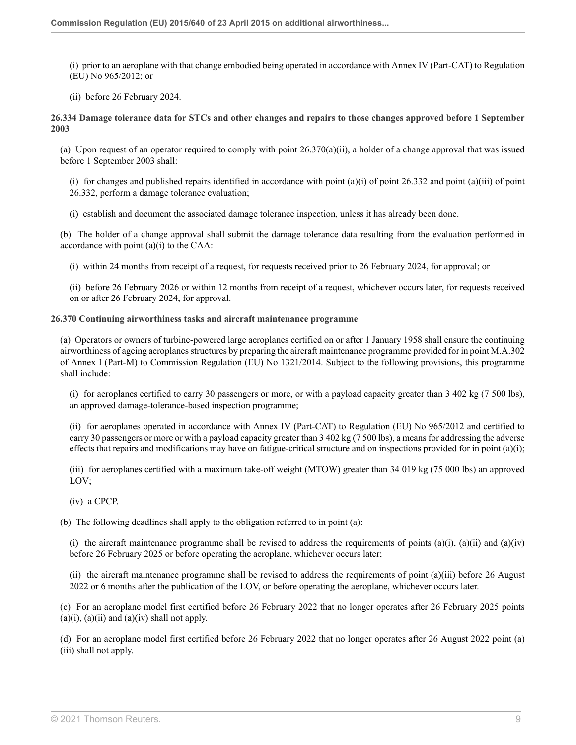(i) prior to an aeroplane with that change embodied being operated in accordance with Annex IV (Part-CAT) to Regulation (EU) No 965/2012; or

(ii) before 26 February 2024.

**26.334 Damage tolerance data for STCs and other changes and repairs to those changes approved before 1 September 2003**

(a) Upon request of an operator required to comply with point 26.370(a)(ii), a holder of a change approval that was issued before 1 September 2003 shall:

(i) for changes and published repairs identified in accordance with point (a)(i) of point 26.332 and point (a)(iii) of point 26.332, perform a damage tolerance evaluation;

(i) establish and document the associated damage tolerance inspection, unless it has already been done.

(b) The holder of a change approval shall submit the damage tolerance data resulting from the evaluation performed in accordance with point (a)(i) to the CAA:

(i) within 24 months from receipt of a request, for requests received prior to 26 February 2024, for approval; or

(ii) before 26 February 2026 or within 12 months from receipt of a request, whichever occurs later, for requests received on or after 26 February 2024, for approval.

**26.370 Continuing airworthiness tasks and aircraft maintenance programme**

(a) Operators or owners of turbine-powered large aeroplanes certified on or after 1 January 1958 shall ensure the continuing airworthiness of ageing aeroplanes structures by preparing the aircraft maintenance programme provided for in point M.A.302 of Annex I (Part-M) to Commission Regulation (EU) No 1321/2014. Subject to the following provisions, this programme shall include:

(i) for aeroplanes certified to carry 30 passengers or more, or with a payload capacity greater than 3 402 kg (7 500 lbs), an approved damage-tolerance-based inspection programme;

(ii) for aeroplanes operated in accordance with Annex IV (Part-CAT) to Regulation (EU) No 965/2012 and certified to carry 30 passengers or more or with a payload capacity greater than 3 402 kg (7 500 lbs), a means for addressing the adverse effects that repairs and modifications may have on fatigue-critical structure and on inspections provided for in point (a)(i);

(iii) for aeroplanes certified with a maximum take-off weight (MTOW) greater than 34 019 kg (75 000 lbs) an approved LOV;

(iv) a CPCP.

(b) The following deadlines shall apply to the obligation referred to in point (a):

(i) the aircraft maintenance programme shall be revised to address the requirements of points (a)(i), (a)(ii) and (a)(iv) before 26 February 2025 or before operating the aeroplane, whichever occurs later;

(ii) the aircraft maintenance programme shall be revised to address the requirements of point (a)(iii) before 26 August 2022 or 6 months after the publication of the LOV, or before operating the aeroplane, whichever occurs later.

(c) For an aeroplane model first certified before 26 February 2022 that no longer operates after 26 February 2025 points (a)(i), (a)(ii) and (a)(iv) shall not apply.

(d) For an aeroplane model first certified before 26 February 2022 that no longer operates after 26 August 2022 point (a)(iii) shall not apply.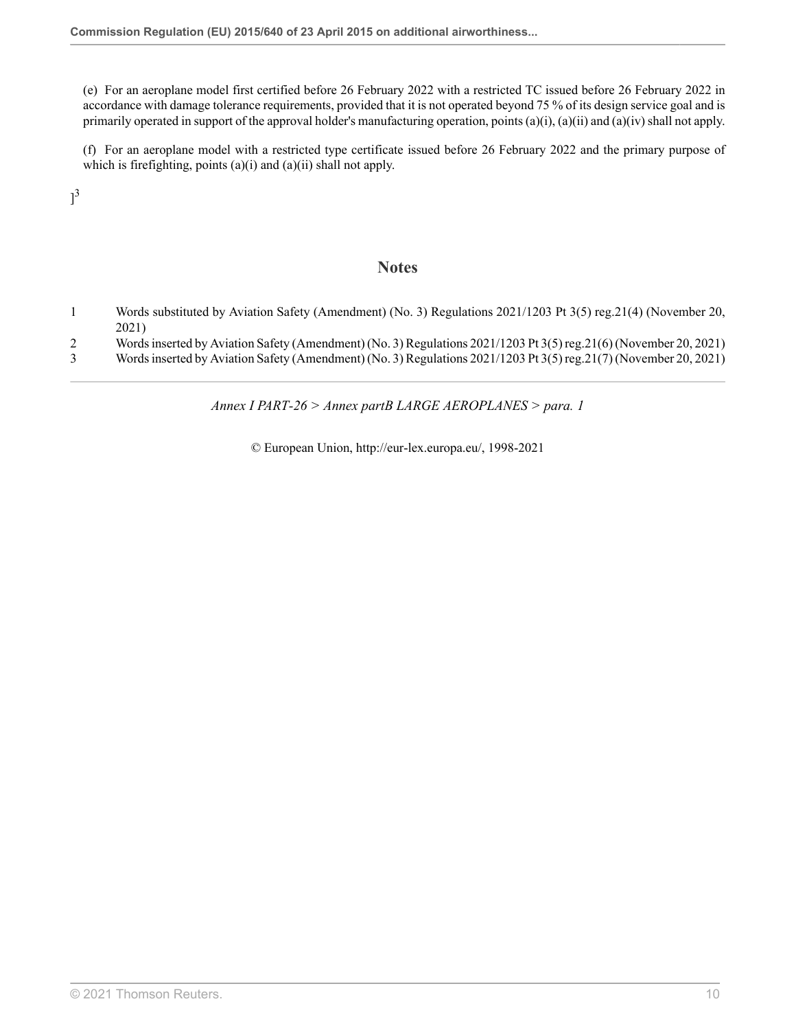(e) For an aeroplane model first certified before 26 February 2022 with a restricted TC issued before 26 February 2022 in accordance with damage tolerance requirements, provided that it is not operated beyond 75 % of its design service goal and is primarily operated in support of the approval holder's manufacturing operation, points (a)(i), (a)(ii) and (a)(iv) shall not apply.

(f) For an aeroplane model with a restricted type certificate issued before 26 February 2022 and the primary purpose of which is firefighting, points (a)(i) and (a)(ii) shall not apply.

][3]

## Notes

1 Words substituted by Aviation Safety (Amendment) (No. 3) Regulations 2021/1203 Pt 3(5) reg.21(4) (November 20, 2021)

2 Words inserted by Aviation Safety (Amendment) (No. 3) Regulations 2021/1203 Pt 3(5) reg.21(6) (November 20, 2021)

3 Words inserted by Aviation Safety (Amendment) (No. 3) Regulations 2021/1203 Pt 3(5) reg.21(7) (November 20, 2021)

*Annex I PART-26 > Annex partB LARGE AEROPLANES > para. 1*

© European Union, http://eur-lex.europa.eu/, 1998-2021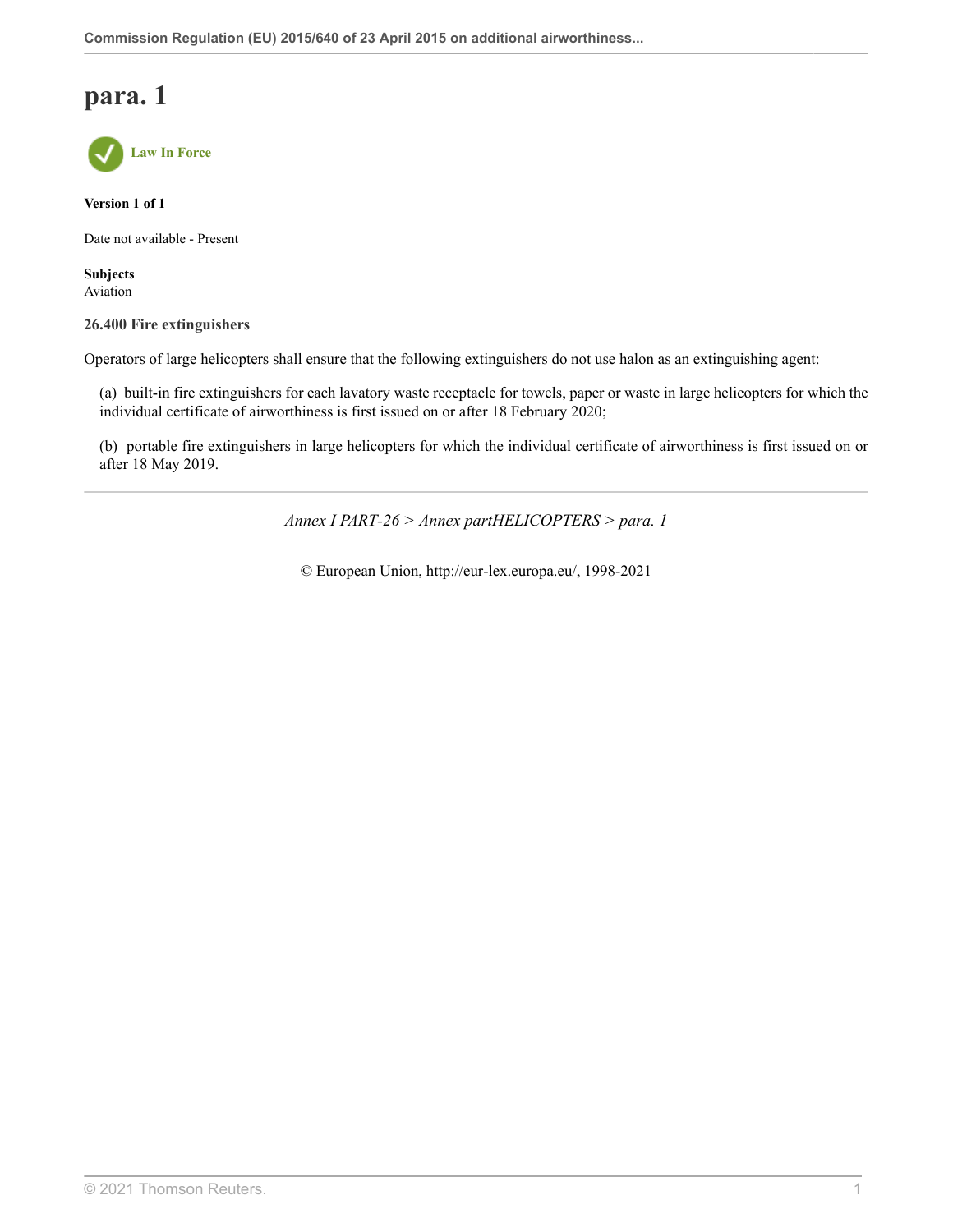# para. 1

Law In Force

**Version 1 of 1**

Date not available - Present

**Subjects**
Aviation

**26.400 Fire extinguishers**

Operators of large helicopters shall ensure that the following extinguishers do not use halon as an extinguishing agent:

(a) built-in fire extinguishers for each lavatory waste receptacle for towels, paper or waste in large helicopters for which the individual certificate of airworthiness is first issued on or after 18 February 2020;

(b) portable fire extinguishers in large helicopters for which the individual certificate of airworthiness is first issued on or after 18 May 2019.

---

*Annex I PART-26 > Annex partHELICOPTERS > para. 1*

© European Union, http://eur-lex.europa.eu/, 1998-2021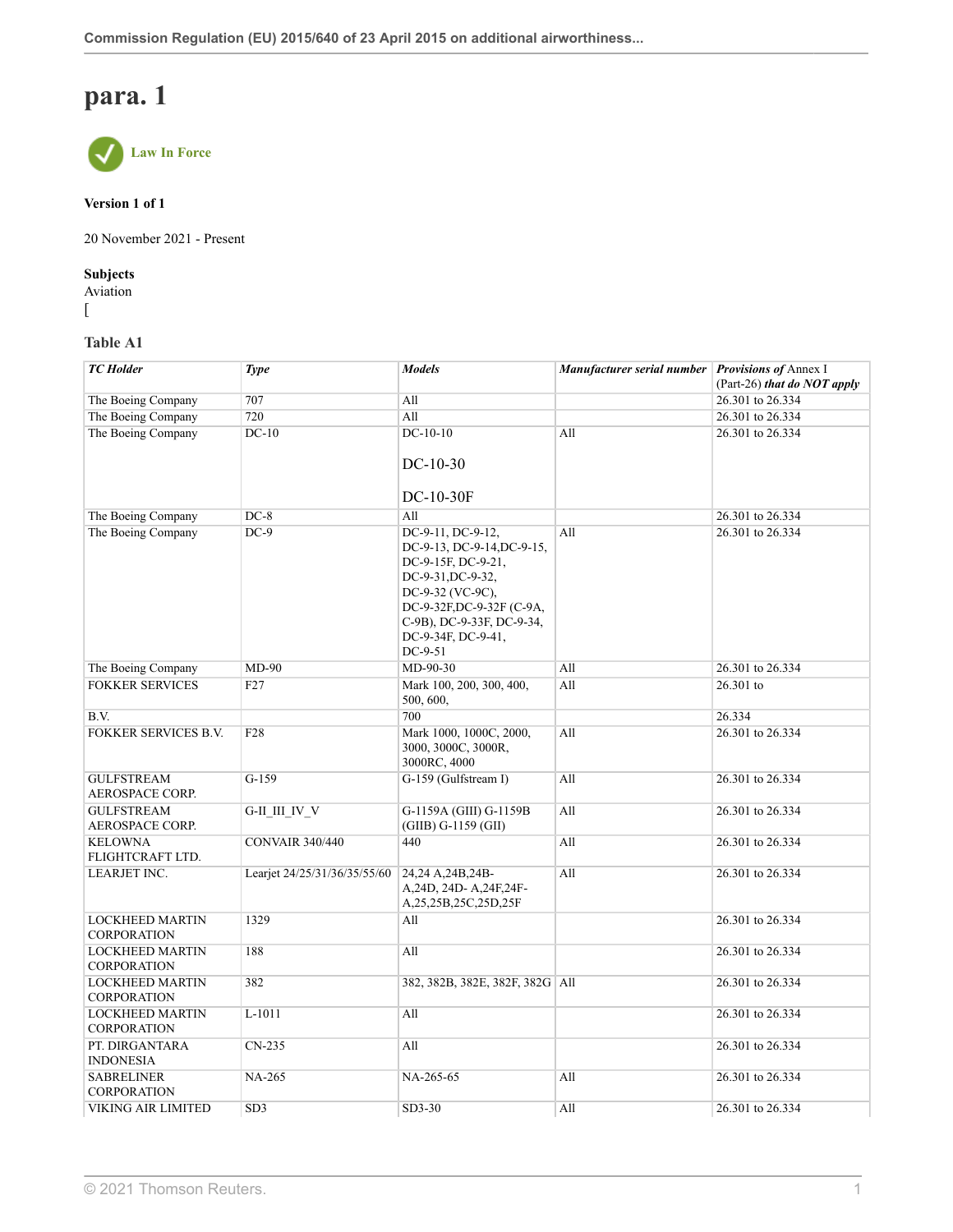# para. 1

Law In Force

**Version 1 of 1**

20 November 2021 - Present

**Subjects**
Aviation
[

### Table A1

| *TC Holder* | *Type* | *Models* | *Manufacturer serial number* | *Provisions of* Annex I (Part-26) *that do NOT apply* |
|---|---|---|---|---|
| The Boeing Company | 707 | All | | 26.301 to 26.334 |
| The Boeing Company | 720 | All | | 26.301 to 26.334 |
| The Boeing Company | DC-10 | DC-10-10 DC-10-30 DC-10-30F | All | 26.301 to 26.334 |
| The Boeing Company | DC-8 | All | | 26.301 to 26.334 |
| The Boeing Company | DC-9 | DC-9-11, DC-9-12, DC-9-13, DC-9-14,DC-9-15, DC-9-15F, DC-9-21, DC-9-31,DC-9-32, DC-9-32 (VC-9C), DC-9-32F,DC-9-32F (C-9A, C-9B), DC-9-33F, DC-9-34, DC-9-34F, DC-9-41, DC-9-51 | All | 26.301 to 26.334 |
| The Boeing Company | MD-90 | MD-90-30 | All | 26.301 to 26.334 |
| FOKKER SERVICES | F27 | Mark 100, 200, 300, 400, 500, 600, | All | 26.301 to |
| B.V. | | 700 | | 26.334 |
| FOKKER SERVICES B.V. | F28 | Mark 1000, 1000C, 2000, 3000, 3000C, 3000R, 3000RC, 4000 | All | 26.301 to 26.334 |
| GULFSTREAM AEROSPACE CORP. | G-159 | G-159 (Gulfstream I) | All | 26.301 to 26.334 |
| GULFSTREAM AEROSPACE CORP. | G-II_III_IV_V | G-1159A (GIII) G-1159B (GIIB) G-1159 (GII) | All | 26.301 to 26.334 |
| KELOWNA FLIGHTCRAFT LTD. | CONVAIR 340/440 | 440 | All | 26.301 to 26.334 |
| LEARJET INC. | Learjet 24/25/31/36/35/55/60 | 24,24 A,24B,24B-A,24D, 24D- A,24F,24F-A,25,25B,25C,25D,25F | All | 26.301 to 26.334 |
| LOCKHEED MARTIN CORPORATION | 1329 | All | | 26.301 to 26.334 |
| LOCKHEED MARTIN CORPORATION | 188 | All | | 26.301 to 26.334 |
| LOCKHEED MARTIN CORPORATION | 382 | 382, 382B, 382E, 382F, 382G | All | 26.301 to 26.334 |
| LOCKHEED MARTIN CORPORATION | L-1011 | All | | 26.301 to 26.334 |
| PT. DIRGANTARA INDONESIA | CN-235 | All | | 26.301 to 26.334 |
| SABRELINER CORPORATION | NA-265 | NA-265-65 | All | 26.301 to 26.334 |
| VIKING AIR LIMITED | SD3 | SD3-30 | All | 26.301 to 26.334 |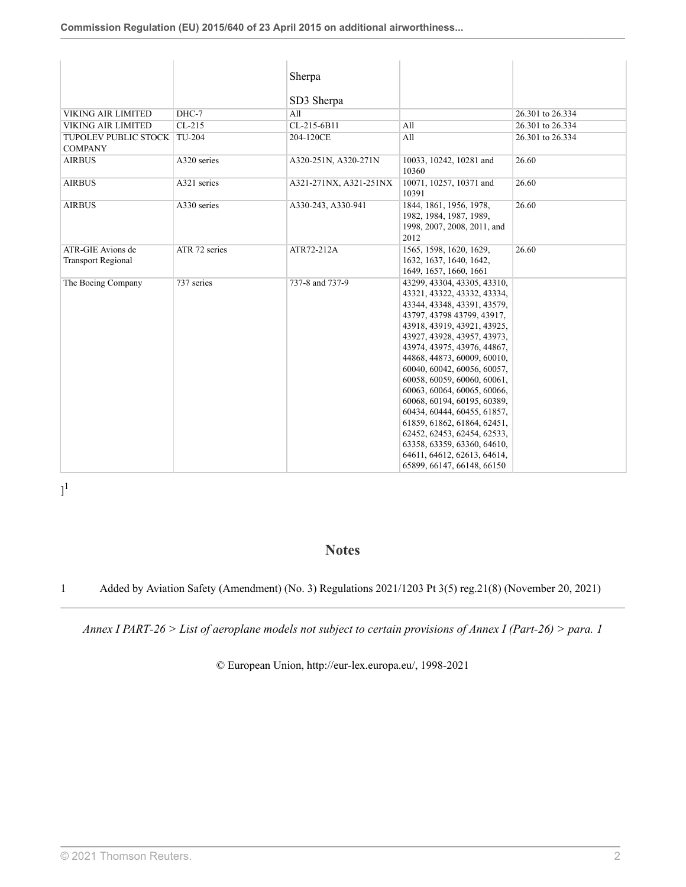|  |  | Sherpa<br><br>SD3 Sherpa |  |  |
|---|---|---|---|---|
| VIKING AIR LIMITED | DHC-7 | All |  | 26.301 to 26.334 |
| VIKING AIR LIMITED | CL-215 | CL-215-6B11 | All | 26.301 to 26.334 |
| TUPOLEV PUBLIC STOCK COMPANY | TU-204 | 204-120CE | All | 26.301 to 26.334 |
| AIRBUS | A320 series | A320-251N, A320-271N | 10033, 10242, 10281 and 10360 | 26.60 |
| AIRBUS | A321 series | A321-271NX, A321-251NX | 10071, 10257, 10371 and 10391 | 26.60 |
| AIRBUS | A330 series | A330-243, A330-941 | 1844, 1861, 1956, 1978, 1982, 1984, 1987, 1989, 1998, 2007, 2008, 2011, and 2012 | 26.60 |
| ATR-GIE Avions de Transport Regional | ATR 72 series | ATR72-212A | 1565, 1598, 1620, 1629, 1632, 1637, 1640, 1642, 1649, 1657, 1660, 1661 | 26.60 |
| The Boeing Company | 737 series | 737-8 and 737-9 | 43299, 43304, 43305, 43310, 43321, 43322, 43332, 43334, 43344, 43348, 43391, 43579, 43797, 43798 43799, 43917, 43918, 43919, 43921, 43925, 43927, 43928, 43957, 43973, 43974, 43975, 43976, 44867, 44868, 44873, 60009, 60010, 60040, 60042, 60056, 60057, 60058, 60059, 60060, 60061, 60063, 60064, 60065, 60066, 60068, 60194, 60195, 60389, 60434, 60444, 60455, 61857, 61859, 61862, 61864, 62451, 62452, 62453, 62454, 62533, 63358, 63359, 63360, 64610, 64611, 64612, 62613, 64614, 65899, 66147, 66148, 66150 |  |

][1]

## Notes

1 Added by Aviation Safety (Amendment) (No. 3) Regulations 2021/1203 Pt 3(5) reg.21(8) (November 20, 2021)

*Annex I PART-26 > List of aeroplane models not subject to certain provisions of Annex I (Part-26) > para. 1*

© European Union, http://eur-lex.europa.eu/, 1998-2021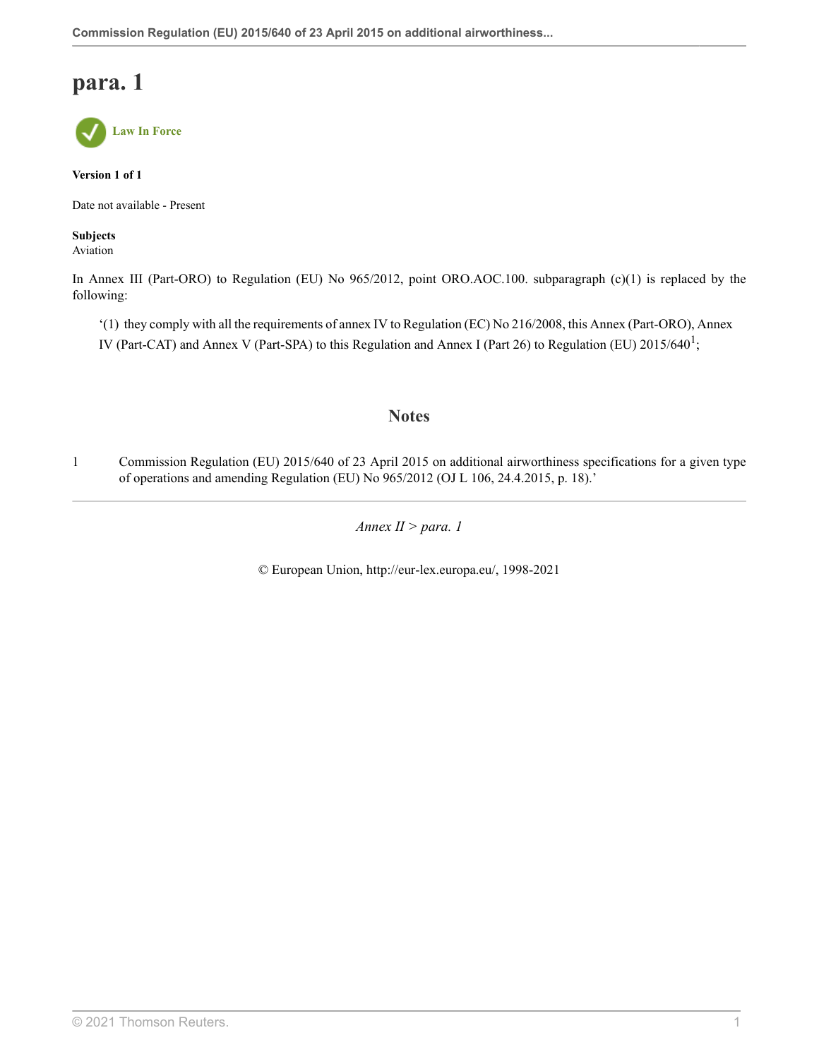# para. 1

Law In Force

**Version 1 of 1**

Date not available - Present

**Subjects**
Aviation

In Annex III (Part-ORO) to Regulation (EU) No 965/2012, point ORO.AOC.100. subparagraph (c)(1) is replaced by the following:

> '(1) they comply with all the requirements of annex IV to Regulation (EC) No 216/2008, this Annex (Part-ORO), Annex IV (Part-CAT) and Annex V (Part-SPA) to this Regulation and Annex I (Part 26) to Regulation (EU) 2015/640[1];

## Notes

1 Commission Regulation (EU) 2015/640 of 23 April 2015 on additional airworthiness specifications for a given type of operations and amending Regulation (EU) No 965/2012 (OJ L 106, 24.4.2015, p. 18).'

*Annex II > para. 1*

© European Union, http://eur-lex.europa.eu/, 1998-2021